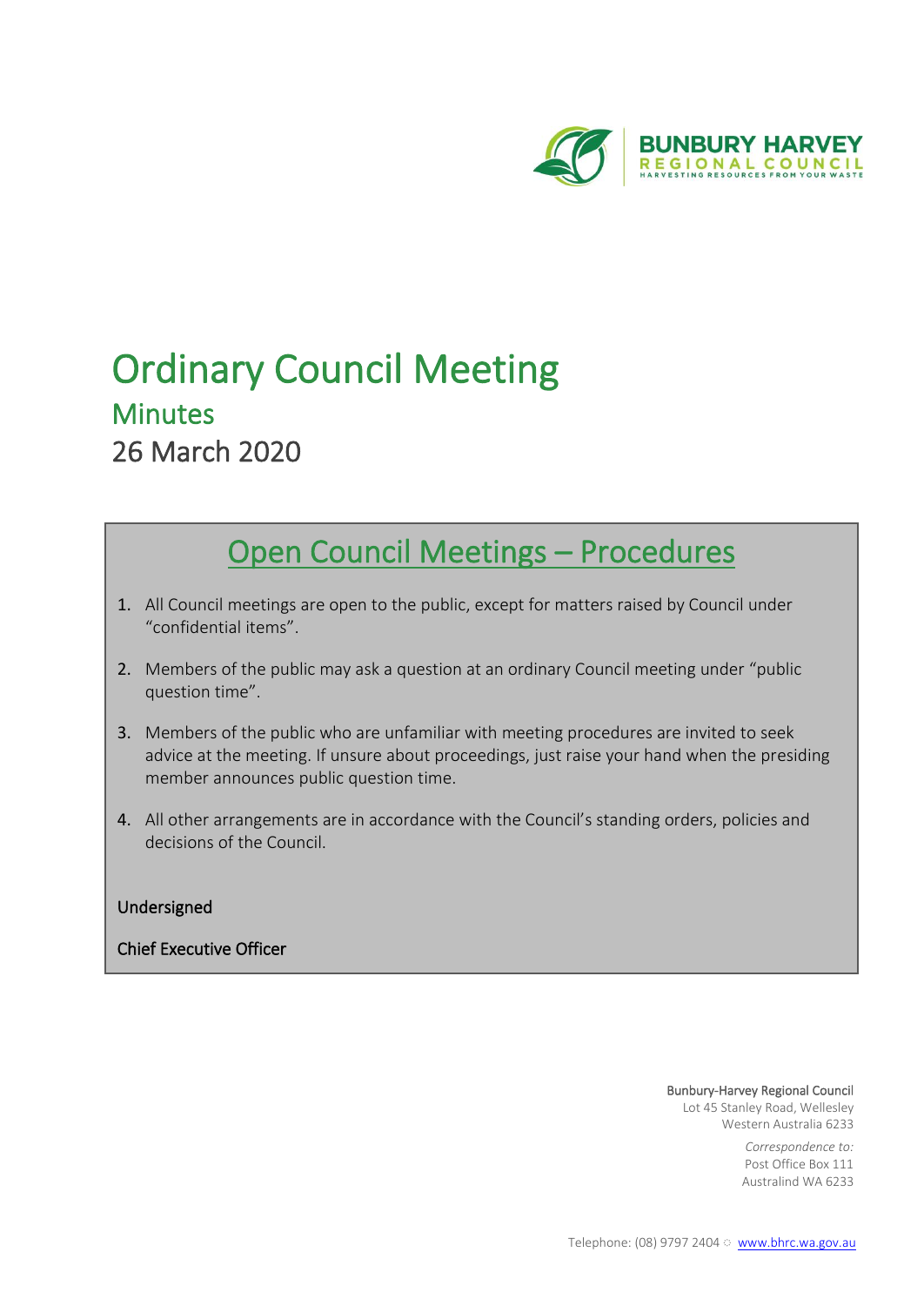BUNBURY HARVEY
REGIONAL COUNCIL
HARVESTING RESOURCES FROM YOUR WASTE

# Ordinary Council Meeting

## Minutes

26 March 2020

## Open Council Meetings – Procedures

1. All Council meetings are open to the public, except for matters raised by Council under "confidential items".
2. Members of the public may ask a question at an ordinary Council meeting under "public question time".
3. Members of the public who are unfamiliar with meeting procedures are invited to seek advice at the meeting. If unsure about proceedings, just raise your hand when the presiding member announces public question time.
4. All other arrangements are in accordance with the Council's standing orders, policies and decisions of the Council.

Undersigned

Chief Executive Officer

Bunbury-Harvey Regional Council
Lot 45 Stanley Road, Wellesley
Western Australia 6233

*Correspondence to:*
Post Office Box 111
Australind WA 6233

Telephone: (08) 9797 2404 ☼ www.bhrc.wa.gov.au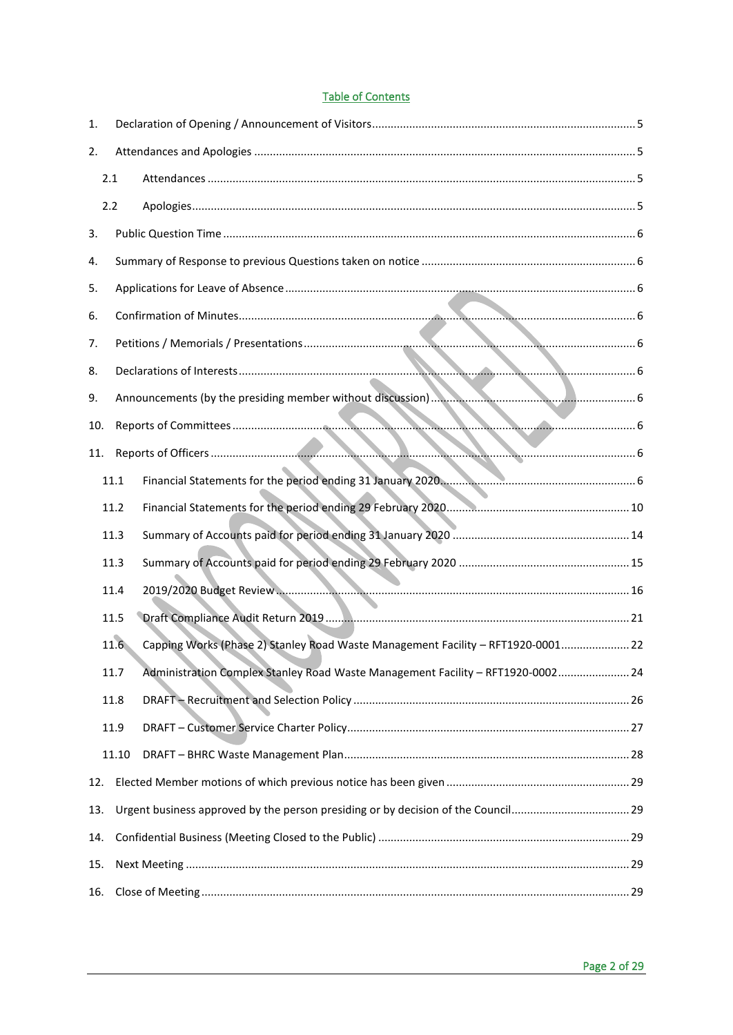## Table of Contents

1. Declaration of Opening / Announcement of Visitors ..... 5
2. Attendances and Apologies ..... 5
   - 2.1 Attendances ..... 5
   - 2.2 Apologies ..... 5
3. Public Question Time ..... 6
4. Summary of Response to previous Questions taken on notice ..... 6
5. Applications for Leave of Absence ..... 6
6. Confirmation of Minutes ..... 6
7. Petitions / Memorials / Presentations ..... 6
8. Declarations of Interests ..... 6
9. Announcements (by the presiding member without discussion) ..... 6
10. Reports of Committees ..... 6
11. Reports of Officers ..... 6
    - 11.1 Financial Statements for the period ending 31 January 2020 ..... 6
    - 11.2 Financial Statements for the period ending 29 February 2020 ..... 10
    - 11.3 Summary of Accounts paid for period ending 31 January 2020 ..... 14
    - 11.3 Summary of Accounts paid for period ending 29 February 2020 ..... 15
    - 11.4 2019/2020 Budget Review ..... 16
    - 11.5 Draft Compliance Audit Return 2019 ..... 21
    - 11.6 Capping Works (Phase 2) Stanley Road Waste Management Facility – RFT1920-0001 ..... 22
    - 11.7 Administration Complex Stanley Road Waste Management Facility – RFT1920-0002 ..... 24
    - 11.8 DRAFT – Recruitment and Selection Policy ..... 26
    - 11.9 DRAFT – Customer Service Charter Policy ..... 27
    - 11.10 DRAFT – BHRC Waste Management Plan ..... 28
12. Elected Member motions of which previous notice has been given ..... 29
13. Urgent business approved by the person presiding or by decision of the Council ..... 29
14. Confidential Business (Meeting Closed to the Public) ..... 29
15. Next Meeting ..... 29
16. Close of Meeting ..... 29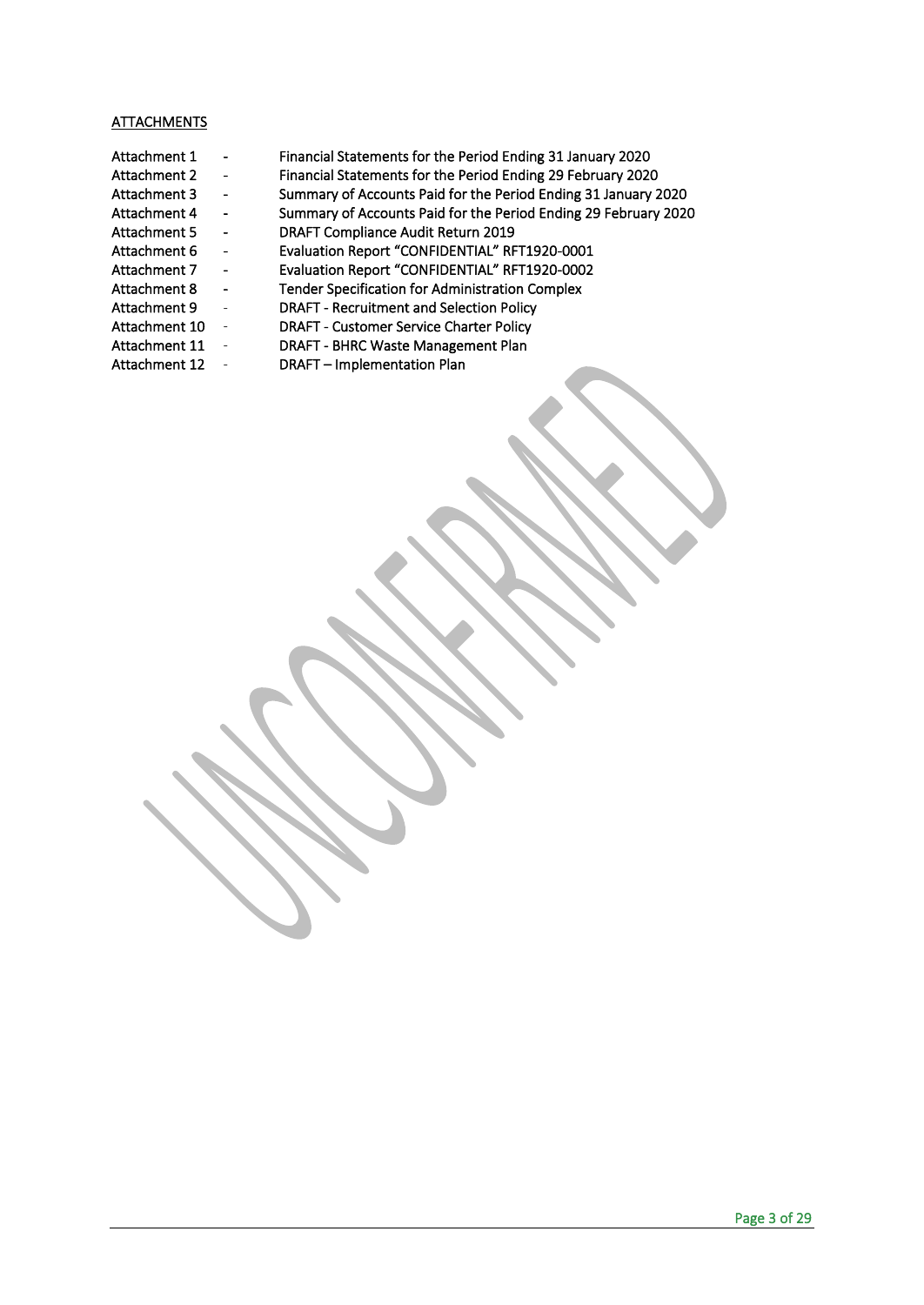<u>ATTACHMENTS</u>

| | | |
|---|---|---|
| Attachment 1 | - | Financial Statements for the Period Ending 31 January 2020 |
| Attachment 2 | - | Financial Statements for the Period Ending 29 February 2020 |
| Attachment 3 | - | Summary of Accounts Paid for the Period Ending 31 January 2020 |
| Attachment 4 | - | Summary of Accounts Paid for the Period Ending 29 February 2020 |
| Attachment 5 | - | DRAFT Compliance Audit Return 2019 |
| Attachment 6 | - | Evaluation Report "CONFIDENTIAL" RFT1920-0001 |
| Attachment 7 | - | Evaluation Report "CONFIDENTIAL" RFT1920-0002 |
| Attachment 8 | - | Tender Specification for Administration Complex |
| Attachment 9 | - | DRAFT - Recruitment and Selection Policy |
| Attachment 10 | - | DRAFT - Customer Service Charter Policy |
| Attachment 11 | - | DRAFT - BHRC Waste Management Plan |
| Attachment 12 | - | DRAFT – Implementation Plan |

UNCONFIRMED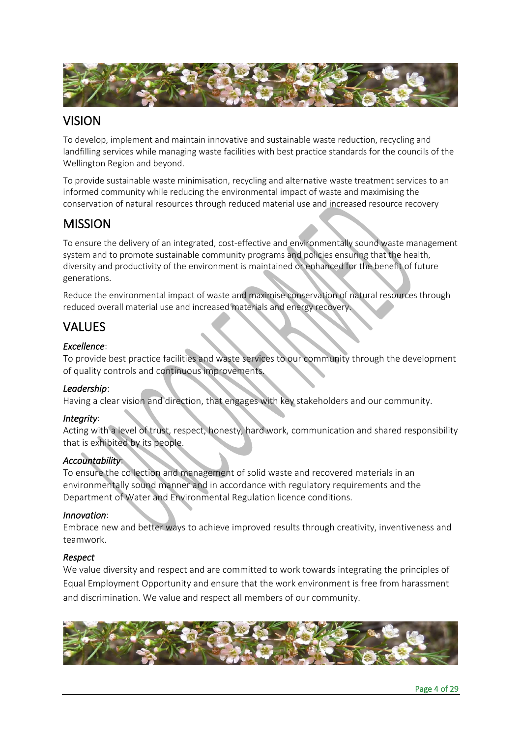## VISION

To develop, implement and maintain innovative and sustainable waste reduction, recycling and landfilling services while managing waste facilities with best practice standards for the councils of the Wellington Region and beyond.

To provide sustainable waste minimisation, recycling and alternative waste treatment services to an informed community while reducing the environmental impact of waste and maximising the conservation of natural resources through reduced material use and increased resource recovery

## MISSION

To ensure the delivery of an integrated, cost-effective and environmentally sound waste management system and to promote sustainable community programs and policies ensuring that the health, diversity and productivity of the environment is maintained or enhanced for the benefit of future generations.

Reduce the environmental impact of waste and maximise conservation of natural resources through reduced overall material use and increased materials and energy recovery.

## VALUES

*Excellence*:
To provide best practice facilities and waste services to our community through the development of quality controls and continuous improvements.

*Leadership*:
Having a clear vision and direction, that engages with key stakeholders and our community.

*Integrity*:
Acting with a level of trust, respect, honesty, hard work, communication and shared responsibility that is exhibited by its people.

*Accountability*:
To ensure the collection and management of solid waste and recovered materials in an environmentally sound manner and in accordance with regulatory requirements and the Department of Water and Environmental Regulation licence conditions.

*Innovation*:
Embrace new and better ways to achieve improved results through creativity, inventiveness and teamwork.

*Respect*
We value diversity and respect and are committed to work towards integrating the principles of Equal Employment Opportunity and ensure that the work environment is free from harassment and discrimination. We value and respect all members of our community.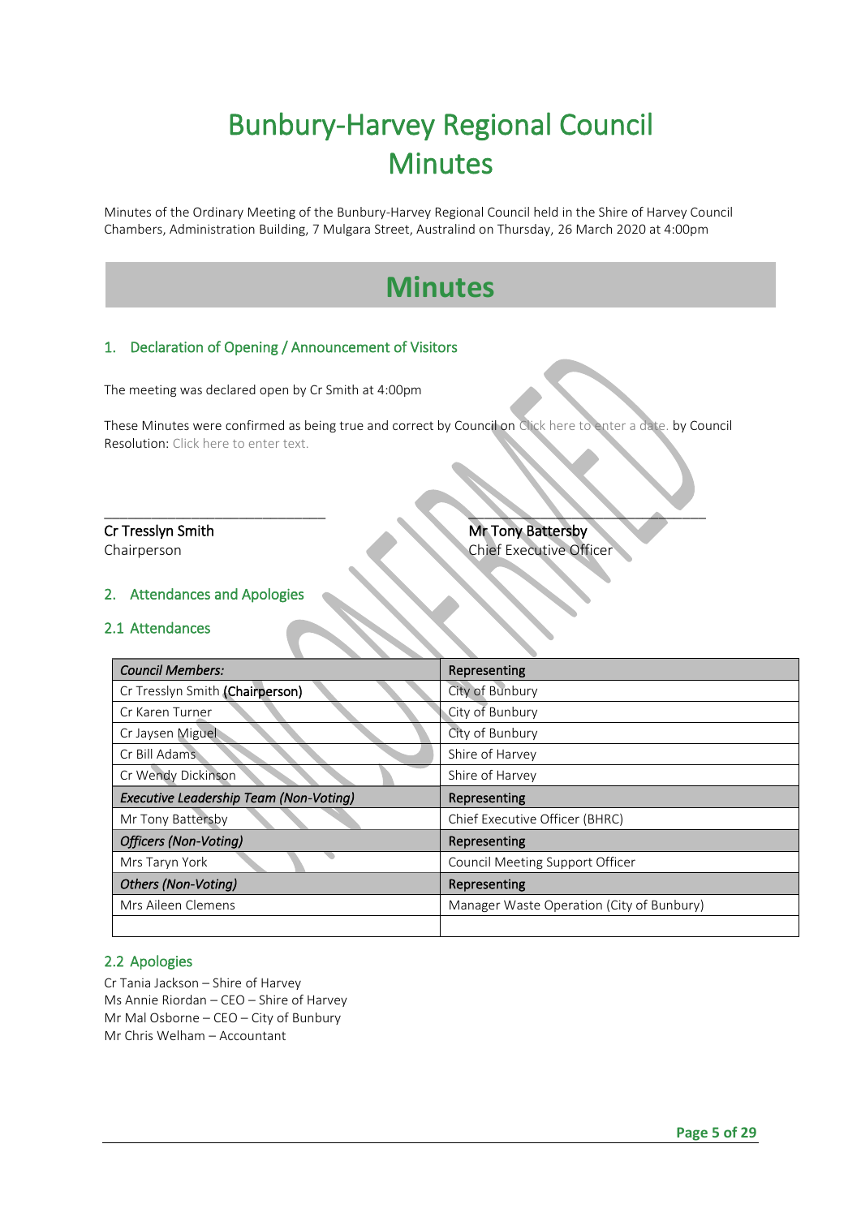# Bunbury-Harvey Regional Council Minutes

Minutes of the Ordinary Meeting of the Bunbury-Harvey Regional Council held in the Shire of Harvey Council Chambers, Administration Building, 7 Mulgara Street, Australind on Thursday, 26 March 2020 at 4:00pm

# Minutes

## 1. Declaration of Opening / Announcement of Visitors

The meeting was declared open by Cr Smith at 4:00pm

These Minutes were confirmed as being true and correct by Council on Click here to enter a date. by Council Resolution: Click here to enter text.

\_\_\_\_\_\_\_\_\_\_\_\_\_\_\_\_\_\_\_\_\_\_\_\_\_\_\_\_\_\_ \_\_\_\_\_\_\_\_\_\_\_\_\_\_\_\_\_\_\_\_\_\_\_\_\_\_\_\_\_\_

**Cr Tresslyn Smith**
Chairperson

**Mr Tony Battersby**
Chief Executive Officer

## 2. Attendances and Apologies

### 2.1 Attendances

| *Council Members:* | Representing |
|---|---|
| Cr Tresslyn Smith **(Chairperson)** | City of Bunbury |
| Cr Karen Turner | City of Bunbury |
| Cr Jaysen Miguel | City of Bunbury |
| Cr Bill Adams | Shire of Harvey |
| Cr Wendy Dickinson | Shire of Harvey |
| ***Executive Leadership Team (Non-Voting)*** | **Representing** |
| Mr Tony Battersby | Chief Executive Officer (BHRC) |
| ***Officers (Non-Voting)*** | **Representing** |
| Mrs Taryn York | Council Meeting Support Officer |
| ***Others (Non-Voting)*** | **Representing** |
| Mrs Aileen Clemens | Manager Waste Operation (City of Bunbury) |
| | |

### 2.2 Apologies

Cr Tania Jackson – Shire of Harvey
Ms Annie Riordan – CEO – Shire of Harvey
Mr Mal Osborne – CEO – City of Bunbury
Mr Chris Welham – Accountant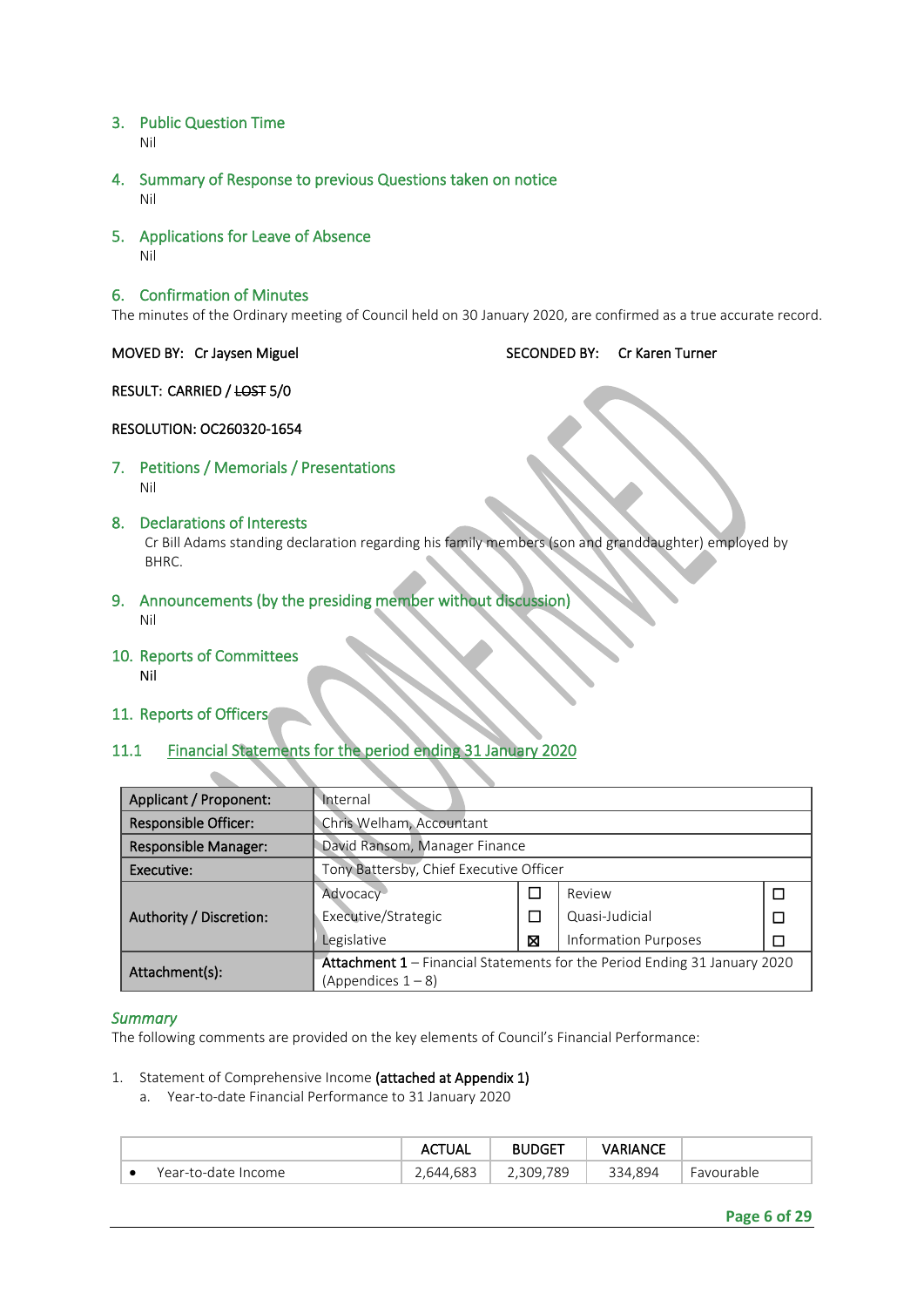## 3. Public Question Time

Nil

## 4. Summary of Response to previous Questions taken on notice

Nil

## 5. Applications for Leave of Absence

Nil

## 6. Confirmation of Minutes

The minutes of the Ordinary meeting of Council held on 30 January 2020, are confirmed as a true accurate record.

MOVED BY: Cr Jaysen Miguel SECONDED BY: Cr Karen Turner

RESULT: CARRIED / ~~LOST~~ 5/0

RESOLUTION: OC260320-1654

## 7. Petitions / Memorials / Presentations

Nil

## 8. Declarations of Interests

Cr Bill Adams standing declaration regarding his family members (son and granddaughter) employed by BHRC.

## 9. Announcements (by the presiding member without discussion)

Nil

## 10. Reports of Committees

Nil

## 11. Reports of Officers

### 11.1 Financial Statements for the period ending 31 January 2020

| | | | | |
|---|---|---|---|---|
| **Applicant / Proponent:** | Internal | | | |
| **Responsible Officer:** | Chris Welham, Accountant | | | |
| **Responsible Manager:** | David Ransom, Manager Finance | | | |
| **Executive:** | Tony Battersby, Chief Executive Officer | | | |
| **Authority / Discretion:** | Advocacy | ☐ | Review | ☐ |
| | Executive/Strategic | ☐ | Quasi-Judicial | ☐ |
| | Legislative | ☒ | Information Purposes | ☐ |
| **Attachment(s):** | **Attachment 1** – Financial Statements for the Period Ending 31 January 2020 (Appendices 1 – 8) | | | |

*Summary*

The following comments are provided on the key elements of Council's Financial Performance:

1. Statement of Comprehensive Income **(attached at Appendix 1)**
   a. Year-to-date Financial Performance to 31 January 2020

| | ACTUAL | BUDGET | VARIANCE | |
|---|---|---|---|---|
| • Year-to-date Income | 2,644,683 | 2,309,789 | 334,894 | Favourable |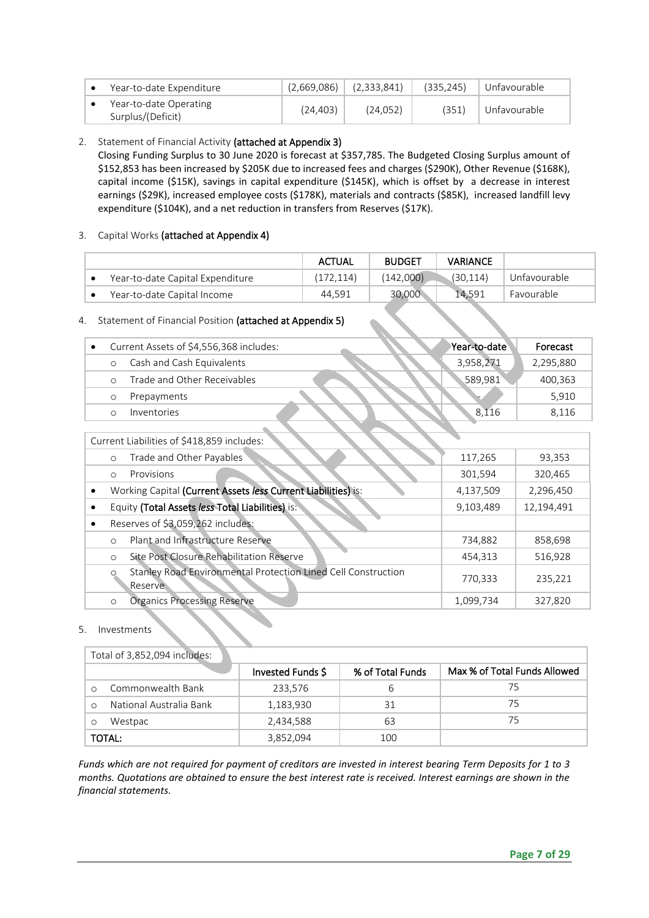| | | | | |
|---|---|---|---|---|
| • Year-to-date Expenditure | (2,669,086) | (2,333,841) | (335,245) | Unfavourable |
| • Year-to-date Operating Surplus/(Deficit) | (24,403) | (24,052) | (351) | Unfavourable |

2. Statement of Financial Activity **(attached at Appendix 3)**
   Closing Funding Surplus to 30 June 2020 is forecast at $357,785. The Budgeted Closing Surplus amount of $152,853 has been increased by $205K due to increased fees and charges ($290K), Other Revenue ($168K), capital income ($15K), savings in capital expenditure ($145K), which is offset by a decrease in interest earnings ($29K), increased employee costs ($178K), materials and contracts ($85K), increased landfill levy expenditure ($104K), and a net reduction in transfers from Reserves ($17K).

3. Capital Works **(attached at Appendix 4)**

| | ACTUAL | BUDGET | VARIANCE | |
|---|---|---|---|---|
| • Year-to-date Capital Expenditure | (172,114) | (142,000) | (30,114) | Unfavourable |
| • Year-to-date Capital Income | 44,591 | 30,000 | 14,591 | Favourable |

4. Statement of Financial Position **(attached at Appendix 5)**

| | Year-to-date | Forecast |
|---|---|---|
| • Current Assets of $4,556,368 includes: | | |
| ○ Cash and Cash Equivalents | 3,958,271 | 2,295,880 |
| ○ Trade and Other Receivables | 589,981 | 400,363 |
| ○ Prepayments | - | 5,910 |
| ○ Inventories | 8,116 | 8,116 |
| Current Liabilities of $418,859 includes: | | |
| ○ Trade and Other Payables | 117,265 | 93,353 |
| ○ Provisions | 301,594 | 320,465 |
| • Working Capital **(Current Assets *less* Current Liabilities)** is: | 4,137,509 | 2,296,450 |
| • Equity **(Total Assets *less* Total Liabilities)** is: | 9,103,489 | 12,194,491 |
| • Reserves of $3,059,262 includes: | | |
| ○ Plant and Infrastructure Reserve | 734,882 | 858,698 |
| ○ Site Post Closure Rehabilitation Reserve | 454,313 | 516,928 |
| ○ Stanley Road Environmental Protection Lined Cell Construction Reserve | 770,333 | 235,221 |
| ○ Organics Processing Reserve | 1,099,734 | 327,820 |

5. Investments

| Total of 3,852,094 includes: | Invested Funds $ | % of Total Funds | Max % of Total Funds Allowed |
|---|---|---|---|
| ○ Commonwealth Bank | 233,576 | 6 | 75 |
| ○ National Australia Bank | 1,183,930 | 31 | 75 |
| ○ Westpac | 2,434,588 | 63 | 75 |
| **TOTAL:** | 3,852,094 | 100 | |

*Funds which are not required for payment of creditors are invested in interest bearing Term Deposits for 1 to 3 months. Quotations are obtained to ensure the best interest rate is received. Interest earnings are shown in the financial statements.*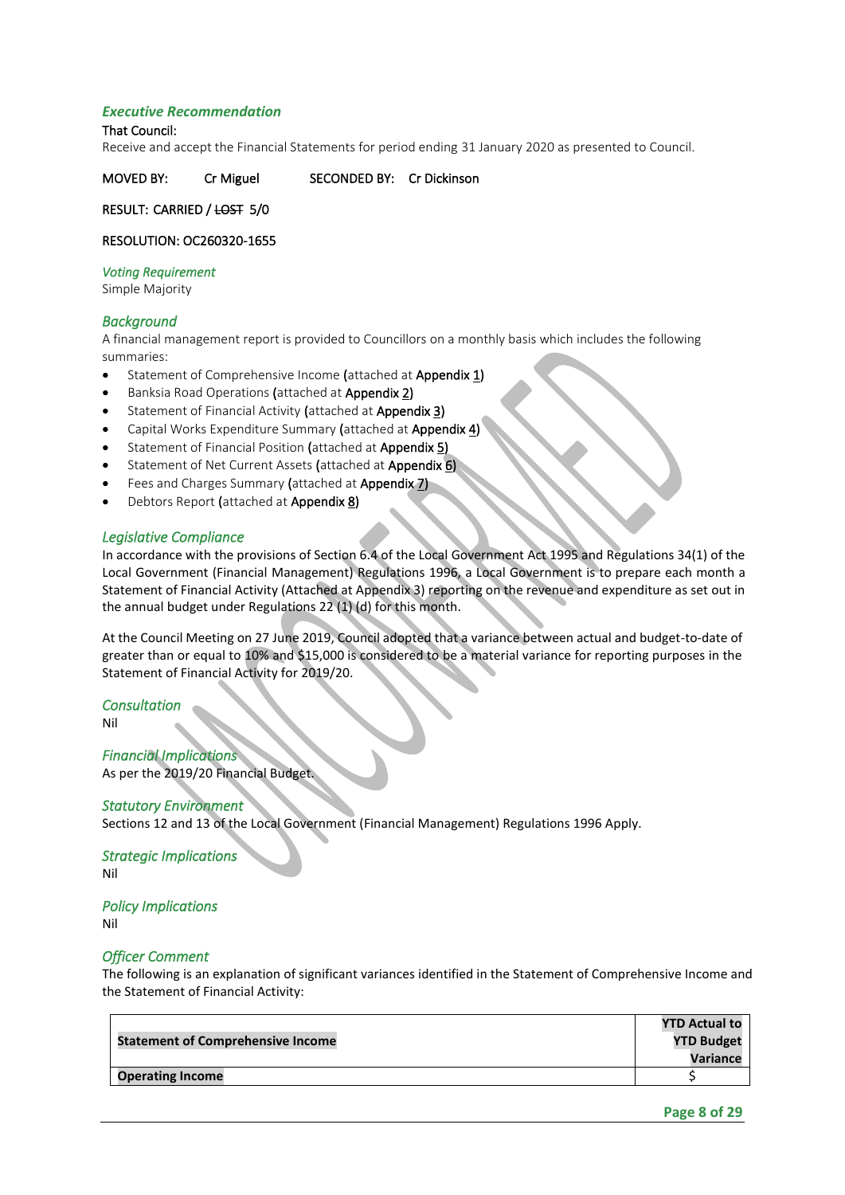### *Executive Recommendation*

That Council:

Receive and accept the Financial Statements for period ending 31 January 2020 as presented to Council.

MOVED BY: Cr Miguel SECONDED BY: Cr Dickinson

RESULT: CARRIED / ~~LOST~~ 5/0

RESOLUTION: OC260320-1655

### *Voting Requirement*

Simple Majority

### *Background*

A financial management report is provided to Councillors on a monthly basis which includes the following summaries:

- Statement of Comprehensive Income (attached at Appendix 1)
- Banksia Road Operations (attached at Appendix 2)
- Statement of Financial Activity (attached at Appendix 3)
- Capital Works Expenditure Summary (attached at Appendix 4)
- Statement of Financial Position (attached at Appendix 5)
- Statement of Net Current Assets (attached at Appendix 6)
- Fees and Charges Summary (attached at Appendix 7)
- Debtors Report (attached at Appendix 8)

### *Legislative Compliance*

In accordance with the provisions of Section 6.4 of the Local Government Act 1995 and Regulations 34(1) of the Local Government (Financial Management) Regulations 1996, a Local Government is to prepare each month a Statement of Financial Activity (Attached at Appendix 3) reporting on the revenue and expenditure as set out in the annual budget under Regulations 22 (1) (d) for this month.

At the Council Meeting on 27 June 2019, Council adopted that a variance between actual and budget-to-date of greater than or equal to 10% and $15,000 is considered to be a material variance for reporting purposes in the Statement of Financial Activity for 2019/20.

### *Consultation*

Nil

### *Financial Implications*

As per the 2019/20 Financial Budget.

### *Statutory Environment*

Sections 12 and 13 of the Local Government (Financial Management) Regulations 1996 Apply.

### *Strategic Implications*

Nil

### *Policy Implications*

Nil

### *Officer Comment*

The following is an explanation of significant variances identified in the Statement of Comprehensive Income and the Statement of Financial Activity:

| **Statement of Comprehensive Income** | **YTD Actual to YTD Budget Variance** |
|---|---|
| **Operating Income** | $ |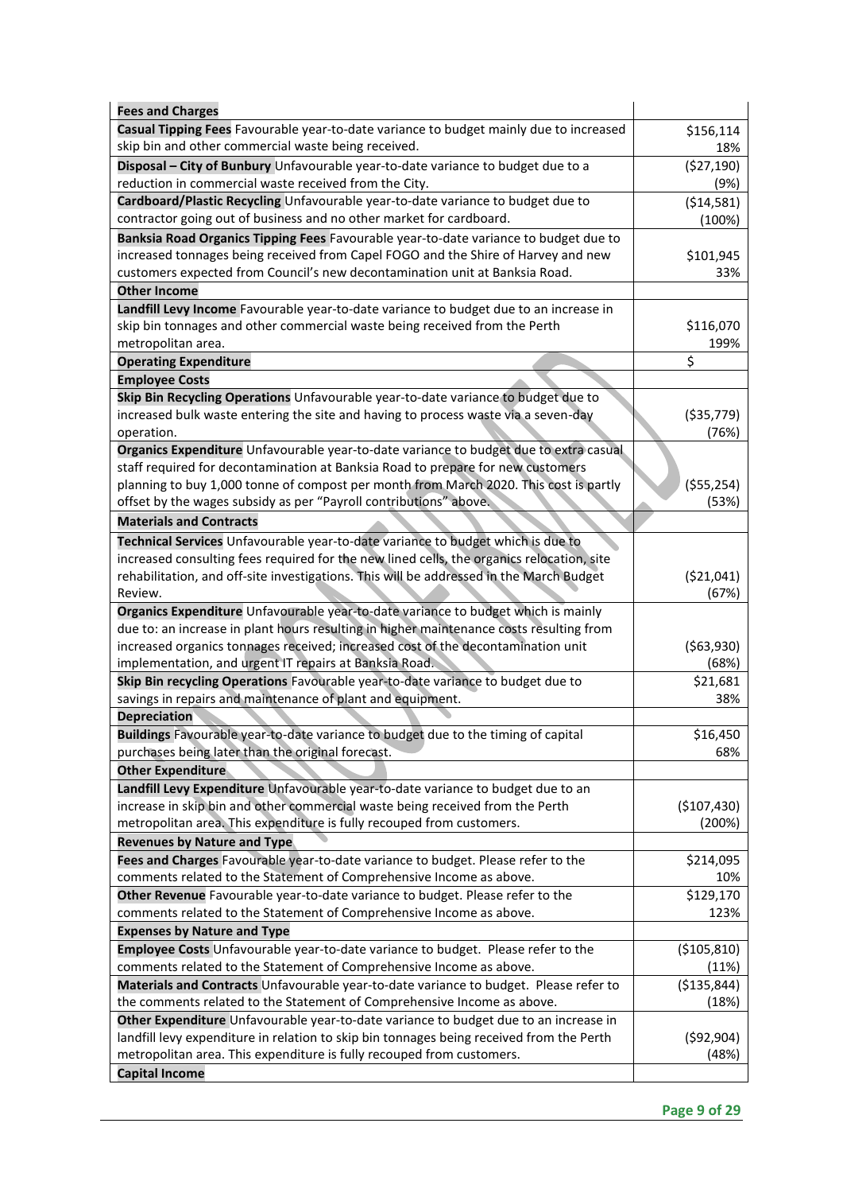| | |
|---|---|
| **Fees and Charges** | |
| **Casual Tipping Fees** Favourable year-to-date variance to budget mainly due to increased skip bin and other commercial waste being received. | $156,114<br>18% |
| **Disposal – City of Bunbury** Unfavourable year-to-date variance to budget due to a reduction in commercial waste received from the City. | ($27,190)<br>(9%) |
| **Cardboard/Plastic Recycling** Unfavourable year-to-date variance to budget due to contractor going out of business and no other market for cardboard. | ($14,581)<br>(100%) |
| **Banksia Road Organics Tipping Fees** Favourable year-to-date variance to budget due to increased tonnages being received from Capel FOGO and the Shire of Harvey and new customers expected from Council's new decontamination unit at Banksia Road. | $101,945<br>33% |
| **Other Income** | |
| **Landfill Levy Income** Favourable year-to-date variance to budget due to an increase in skip bin tonnages and other commercial waste being received from the Perth metropolitan area. | $116,070<br>199% |
| **Operating Expenditure** | $ |
| **Employee Costs** | |
| **Skip Bin Recycling Operations** Unfavourable year-to-date variance to budget due to increased bulk waste entering the site and having to process waste via a seven-day operation. | ($35,779)<br>(76%) |
| **Organics Expenditure** Unfavourable year-to-date variance to budget due to extra casual staff required for decontamination at Banksia Road to prepare for new customers planning to buy 1,000 tonne of compost per month from March 2020. This cost is partly offset by the wages subsidy as per "Payroll contributions" above. | ($55,254)<br>(53%) |
| **Materials and Contracts** | |
| **Technical Services** Unfavourable year-to-date variance to budget which is due to increased consulting fees required for the new lined cells, the organics relocation, site rehabilitation, and off-site investigations. This will be addressed in the March Budget Review. | ($21,041)<br>(67%) |
| **Organics Expenditure** Unfavourable year-to-date variance to budget which is mainly due to: an increase in plant hours resulting in higher maintenance costs resulting from increased organics tonnages received; increased cost of the decontamination unit implementation, and urgent IT repairs at Banksia Road. | ($63,930)<br>(68%) |
| **Skip Bin recycling Operations** Favourable year-to-date variance to budget due to savings in repairs and maintenance of plant and equipment. | $21,681<br>38% |
| **Depreciation** | |
| **Buildings** Favourable year-to-date variance to budget due to the timing of capital purchases being later than the original forecast. | $16,450<br>68% |
| **Other Expenditure** | |
| **Landfill Levy Expenditure** Unfavourable year-to-date variance to budget due to an increase in skip bin and other commercial waste being received from the Perth metropolitan area. This expenditure is fully recouped from customers. | ($107,430)<br>(200%) |
| **Revenues by Nature and Type** | |
| **Fees and Charges** Favourable year-to-date variance to budget. Please refer to the comments related to the Statement of Comprehensive Income as above. | $214,095<br>10% |
| **Other Revenue** Favourable year-to-date variance to budget. Please refer to the comments related to the Statement of Comprehensive Income as above. | $129,170<br>123% |
| **Expenses by Nature and Type** | |
| **Employee Costs** Unfavourable year-to-date variance to budget. Please refer to the comments related to the Statement of Comprehensive Income as above. | ($105,810)<br>(11%) |
| **Materials and Contracts** Unfavourable year-to-date variance to budget. Please refer to the comments related to the Statement of Comprehensive Income as above. | ($135,844)<br>(18%) |
| **Other Expenditure** Unfavourable year-to-date variance to budget due to an increase in landfill levy expenditure in relation to skip bin tonnages being received from the Perth metropolitan area. This expenditure is fully recouped from customers. | ($92,904)<br>(48%) |
| **Capital Income** | |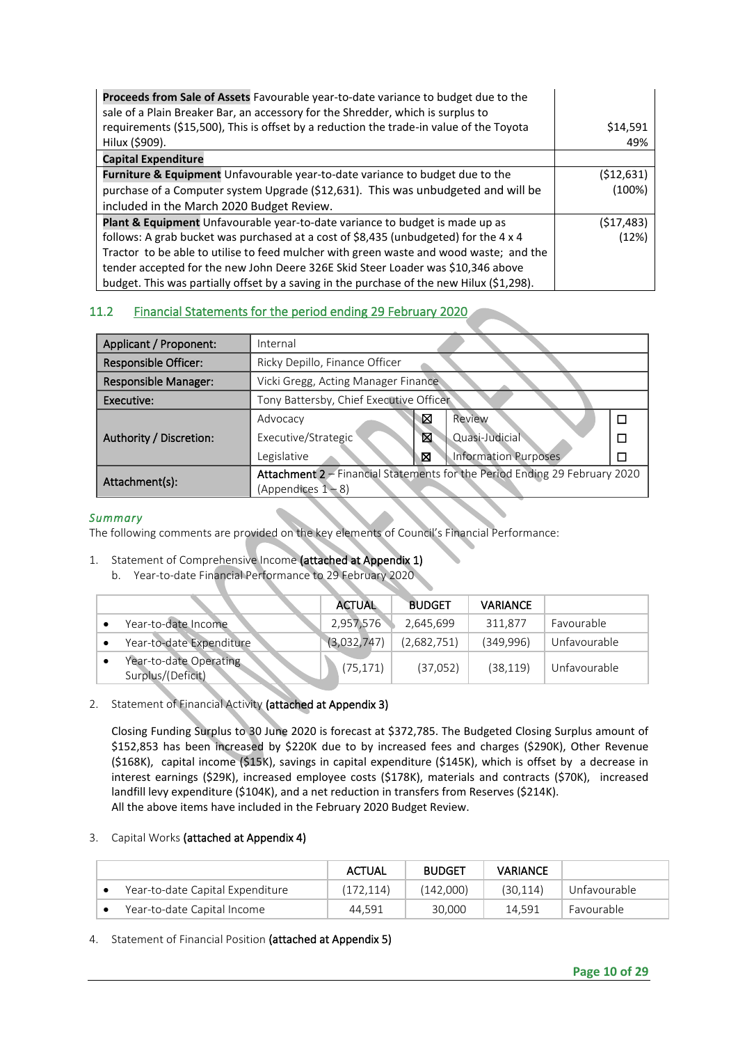| | |
|---|---|
| **Proceeds from Sale of Assets** Favourable year-to-date variance to budget due to the sale of a Plain Breaker Bar, an accessory for the Shredder, which is surplus to requirements ($15,500), This is offset by a reduction the trade-in value of the Toyota Hilux ($909). | $14,591<br>49% |
| **Capital Expenditure** | |
| **Furniture & Equipment** Unfavourable year-to-date variance to budget due to the purchase of a Computer system Upgrade ($12,631). This was unbudgeted and will be included in the March 2020 Budget Review. | ($12,631)<br>(100%) |
| **Plant & Equipment** Unfavourable year-to-date variance to budget is made up as follows: A grab bucket was purchased at a cost of $8,435 (unbudgeted) for the 4 x 4 Tractor to be able to utilise to feed mulcher with green waste and wood waste; and the tender accepted for the new John Deere 326E Skid Steer Loader was $10,346 above budget. This was partially offset by a saving in the purchase of the new Hilux ($1,298). | ($17,483)<br>(12%) |

## 11.2 Financial Statements for the period ending 29 February 2020

| | | | | |
|---|---|---|---|---|
| **Applicant / Proponent:** | Internal | | | |
| **Responsible Officer:** | Ricky Depillo, Finance Officer | | | |
| **Responsible Manager:** | Vicki Gregg, Acting Manager Finance | | | |
| **Executive:** | Tony Battersby, Chief Executive Officer | | | |
| **Authority / Discretion:** | Advocacy | ☒ | Review | ☐ |
| | Executive/Strategic | ☒ | Quasi-Judicial | ☐ |
| | Legislative | ☒ | Information Purposes | ☐ |
| **Attachment(s):** | **Attachment 2** – Financial Statements for the Period Ending 29 February 2020 (Appendices 1 – 8) | | | |

### *Summary*

The following comments are provided on the key elements of Council's Financial Performance:

1. Statement of Comprehensive Income **(attached at Appendix 1)**
   b. Year-to-date Financial Performance to 29 February 2020

| | ACTUAL | BUDGET | VARIANCE | |
|---|---|---|---|---|
| • Year-to-date Income | 2,957,576 | 2,645,699 | 311,877 | Favourable |
| • Year-to-date Expenditure | (3,032,747) | (2,682,751) | (349,996) | Unfavourable |
| • Year-to-date Operating Surplus/(Deficit) | (75,171) | (37,052) | (38,119) | Unfavourable |

2. Statement of Financial Activity **(attached at Appendix 3)**

   Closing Funding Surplus to 30 June 2020 is forecast at $372,785. The Budgeted Closing Surplus amount of $152,853 has been increased by $220K due to by increased fees and charges ($290K), Other Revenue ($168K), capital income ($15K), savings in capital expenditure ($145K), which is offset by a decrease in interest earnings ($29K), increased employee costs ($178K), materials and contracts ($70K), increased landfill levy expenditure ($104K), and a net reduction in transfers from Reserves ($214K).
   All the above items have included in the February 2020 Budget Review.

3. Capital Works **(attached at Appendix 4)**

| | ACTUAL | BUDGET | VARIANCE | |
|---|---|---|---|---|
| • Year-to-date Capital Expenditure | (172,114) | (142,000) | (30,114) | Unfavourable |
| • Year-to-date Capital Income | 44,591 | 30,000 | 14,591 | Favourable |

4. Statement of Financial Position **(attached at Appendix 5)**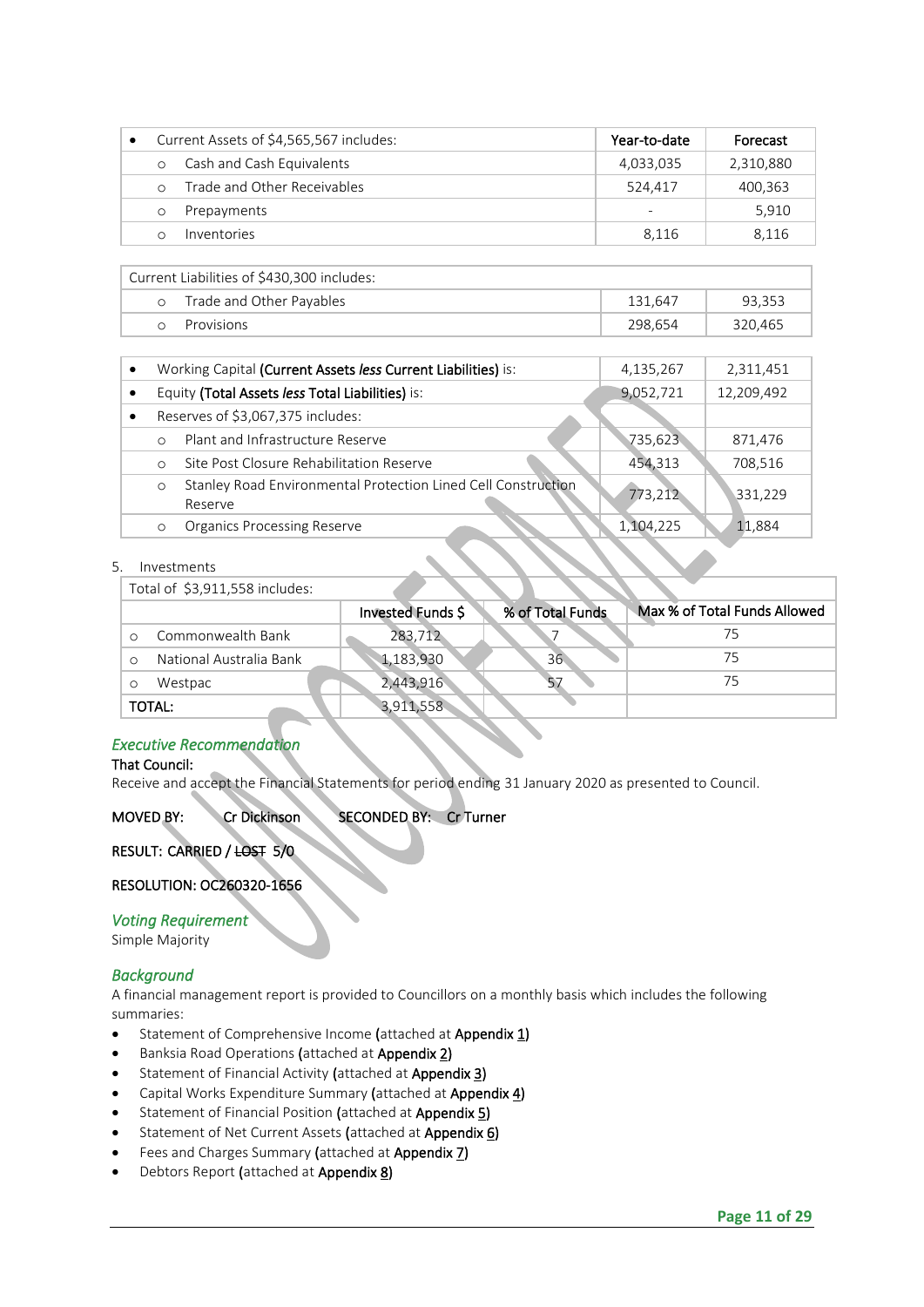| • Current Assets of $4,565,567 includes: | Year-to-date | Forecast |
|---|---|---|
| ○ Cash and Cash Equivalents | 4,033,035 | 2,310,880 |
| ○ Trade and Other Receivables | 524,417 | 400,363 |
| ○ Prepayments | - | 5,910 |
| ○ Inventories | 8,116 | 8,116 |

| Current Liabilities of $430,300 includes: | | |
|---|---|---|
| ○ Trade and Other Payables | 131,647 | 93,353 |
| ○ Provisions | 298,654 | 320,465 |

| | | |
|---|---|---|
| • Working Capital **(Current Assets *less* Current Liabilities)** is: | 4,135,267 | 2,311,451 |
| • Equity **(Total Assets *less* Total Liabilities)** is: | 9,052,721 | 12,209,492 |
| • Reserves of $3,067,375 includes: | | |
| ○ Plant and Infrastructure Reserve | 735,623 | 871,476 |
| ○ Site Post Closure Rehabilitation Reserve | 454,313 | 708,516 |
| ○ Stanley Road Environmental Protection Lined Cell Construction Reserve | 773,212 | 331,229 |
| ○ Organics Processing Reserve | 1,104,225 | 11,884 |

5. Investments

| Total of $3,911,558 includes: | | | |
|---|---|---|---|
| | **Invested Funds $** | **% of Total Funds** | **Max % of Total Funds Allowed** |
| ○ Commonwealth Bank | 283,712 | 7 | 75 |
| ○ National Australia Bank | 1,183,930 | 36 | 75 |
| ○ Westpac | 2,443,916 | 57 | 75 |
| TOTAL: | 3,911,558 | | |

### *Executive Recommendation*

**That Council:**

Receive and accept the Financial Statements for period ending 31 January 2020 as presented to Council.

**MOVED BY:** Cr Dickinson **SECONDED BY:** Cr Turner

**RESULT: CARRIED / ~~LOST~~ 5/0**

**RESOLUTION: OC260320-1656**

### *Voting Requirement*

Simple Majority

### *Background*

A financial management report is provided to Councillors on a monthly basis which includes the following summaries:

- Statement of Comprehensive Income **(**attached at **Appendix 1)**
- Banksia Road Operations **(**attached at **Appendix 2)**
- Statement of Financial Activity **(**attached at **Appendix 3)**
- Capital Works Expenditure Summary **(**attached at **Appendix 4)**
- Statement of Financial Position **(**attached at **Appendix 5)**
- Statement of Net Current Assets **(**attached at **Appendix 6)**
- Fees and Charges Summary **(**attached at **Appendix 7)**
- Debtors Report **(**attached at **Appendix 8)**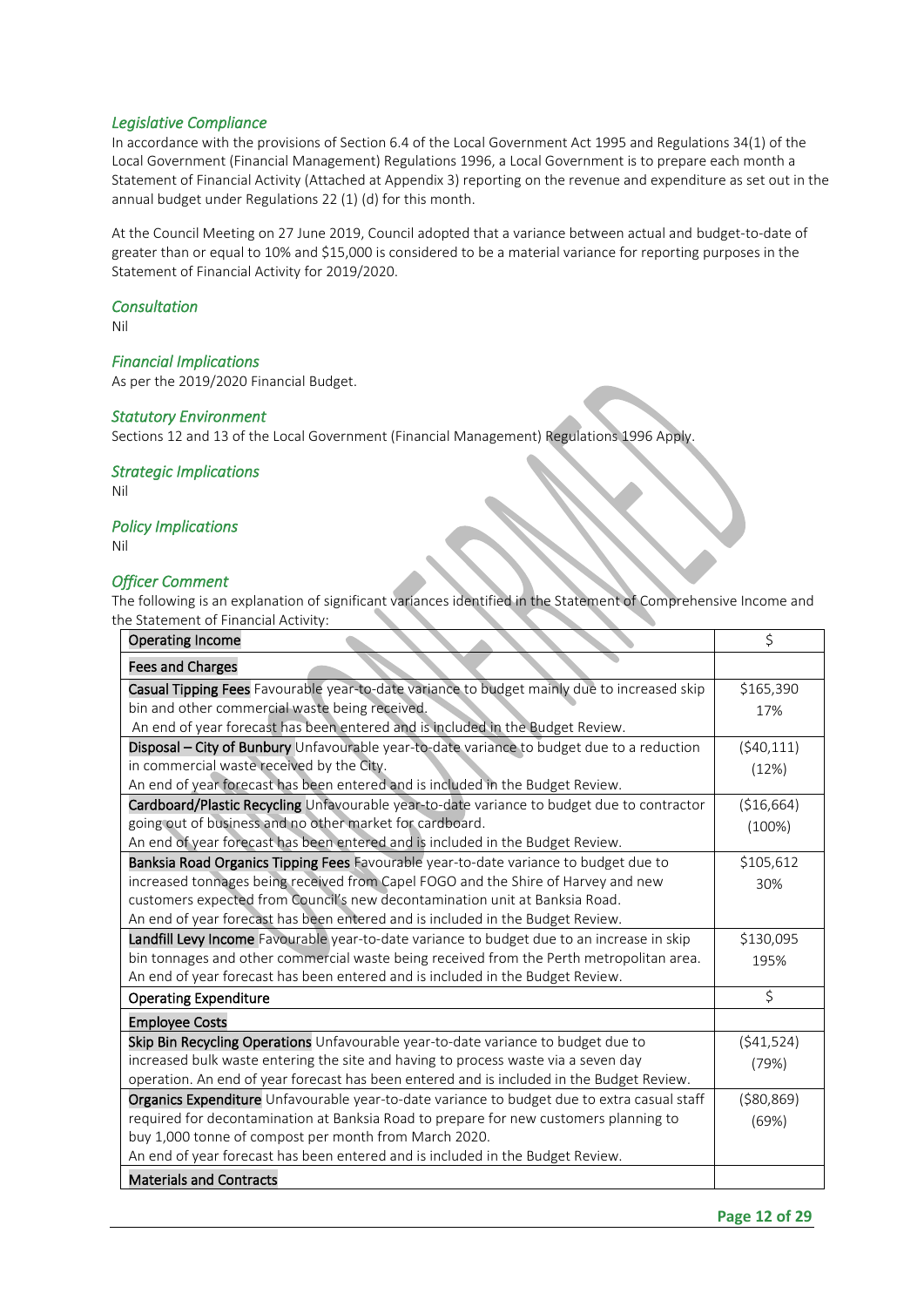### *Legislative Compliance*

In accordance with the provisions of Section 6.4 of the Local Government Act 1995 and Regulations 34(1) of the Local Government (Financial Management) Regulations 1996, a Local Government is to prepare each month a Statement of Financial Activity (Attached at Appendix 3) reporting on the revenue and expenditure as set out in the annual budget under Regulations 22 (1) (d) for this month.

At the Council Meeting on 27 June 2019, Council adopted that a variance between actual and budget-to-date of greater than or equal to 10% and $15,000 is considered to be a material variance for reporting purposes in the Statement of Financial Activity for 2019/2020.

### *Consultation*

Nil

### *Financial Implications*

As per the 2019/2020 Financial Budget.

### *Statutory Environment*

Sections 12 and 13 of the Local Government (Financial Management) Regulations 1996 Apply.

### *Strategic Implications*

Nil

### *Policy Implications*

Nil

### *Officer Comment*

The following is an explanation of significant variances identified in the Statement of Comprehensive Income and the Statement of Financial Activity:

| Operating Income | $ |
|---|---|
| **Fees and Charges** | |
| **Casual Tipping Fees** Favourable year-to-date variance to budget mainly due to increased skip bin and other commercial waste being received. An end of year forecast has been entered and is included in the Budget Review. | $165,390 17% |
| **Disposal – City of Bunbury** Unfavourable year-to-date variance to budget due to a reduction in commercial waste received by the City. An end of year forecast has been entered and is included in the Budget Review. | ($40,111) (12%) |
| **Cardboard/Plastic Recycling** Unfavourable year-to-date variance to budget due to contractor going out of business and no other market for cardboard. An end of year forecast has been entered and is included in the Budget Review. | ($16,664) (100%) |
| **Banksia Road Organics Tipping Fees** Favourable year-to-date variance to budget due to increased tonnages being received from Capel FOGO and the Shire of Harvey and new customers expected from Council's new decontamination unit at Banksia Road. An end of year forecast has been entered and is included in the Budget Review. | $105,612 30% |
| **Landfill Levy Income** Favourable year-to-date variance to budget due to an increase in skip bin tonnages and other commercial waste being received from the Perth metropolitan area. An end of year forecast has been entered and is included in the Budget Review. | $130,095 195% |
| **Operating Expenditure** | **$** |
| **Employee Costs** | |
| **Skip Bin Recycling Operations** Unfavourable year-to-date variance to budget due to increased bulk waste entering the site and having to process waste via a seven day operation. An end of year forecast has been entered and is included in the Budget Review. | ($41,524) (79%) |
| **Organics Expenditure** Unfavourable year-to-date variance to budget due to extra casual staff required for decontamination at Banksia Road to prepare for new customers planning to buy 1,000 tonne of compost per month from March 2020. An end of year forecast has been entered and is included in the Budget Review. | ($80,869) (69%) |
| **Materials and Contracts** | |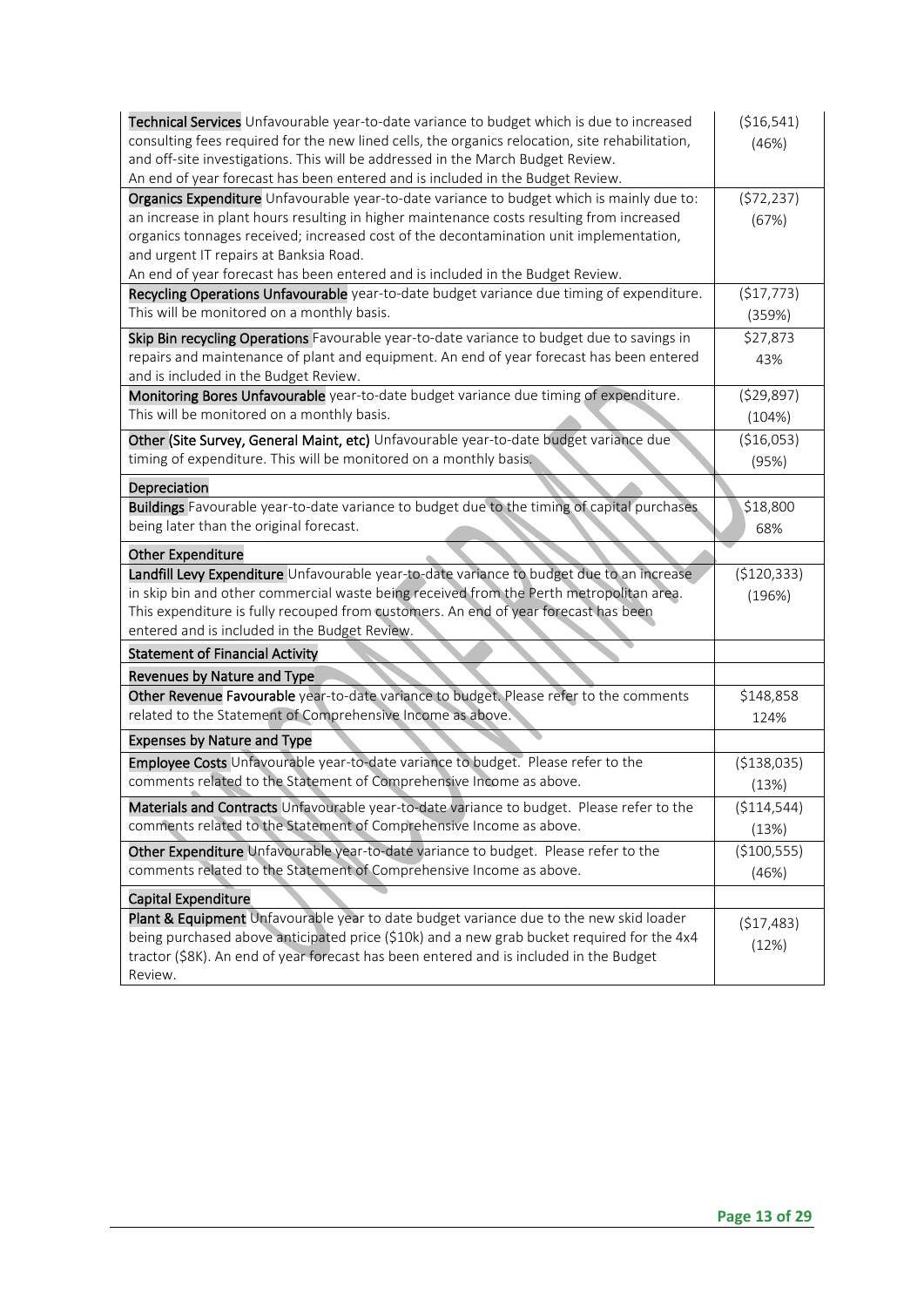| | |
|---|---|
| **Technical Services** Unfavourable year-to-date variance to budget which is due to increased consulting fees required for the new lined cells, the organics relocation, site rehabilitation, and off-site investigations. This will be addressed in the March Budget Review. An end of year forecast has been entered and is included in the Budget Review. | ($16,541) (46%) |
| **Organics Expenditure** Unfavourable year-to-date variance to budget which is mainly due to: an increase in plant hours resulting in higher maintenance costs resulting from increased organics tonnages received; increased cost of the decontamination unit implementation, and urgent IT repairs at Banksia Road. An end of year forecast has been entered and is included in the Budget Review. | ($72,237) (67%) |
| **Recycling Operations Unfavourable** year-to-date budget variance due timing of expenditure. This will be monitored on a monthly basis. | ($17,773) (359%) |
| **Skip Bin recycling Operations** Favourable year-to-date variance to budget due to savings in repairs and maintenance of plant and equipment. An end of year forecast has been entered and is included in the Budget Review. | $27,873 43% |
| **Monitoring Bores Unfavourable** year-to-date budget variance due timing of expenditure. This will be monitored on a monthly basis. | ($29,897) (104%) |
| **Other (Site Survey, General Maint, etc)** Unfavourable year-to-date budget variance due timing of expenditure. This will be monitored on a monthly basis. | ($16,053) (95%) |
| **Depreciation** | |
| **Buildings** Favourable year-to-date variance to budget due to the timing of capital purchases being later than the original forecast. | $18,800 68% |
| **Other Expenditure** | |
| **Landfill Levy Expenditure** Unfavourable year-to-date variance to budget due to an increase in skip bin and other commercial waste being received from the Perth metropolitan area. This expenditure is fully recouped from customers. An end of year forecast has been entered and is included in the Budget Review. | ($120,333) (196%) |
| **Statement of Financial Activity** | |
| **Revenues by Nature and Type** | |
| **Other Revenue Favourable** year-to-date variance to budget. Please refer to the comments related to the Statement of Comprehensive Income as above. | $148,858 124% |
| **Expenses by Nature and Type** | |
| **Employee Costs** Unfavourable year-to-date variance to budget. Please refer to the comments related to the Statement of Comprehensive Income as above. | ($138,035) (13%) |
| **Materials and Contracts** Unfavourable year-to-date variance to budget. Please refer to the comments related to the Statement of Comprehensive Income as above. | ($114,544) (13%) |
| **Other Expenditure** Unfavourable year-to-date variance to budget. Please refer to the comments related to the Statement of Comprehensive Income as above. | ($100,555) (46%) |
| **Capital Expenditure** | |
| **Plant & Equipment** Unfavourable year to date budget variance due to the new skid loader being purchased above anticipated price ($10k) and a new grab bucket required for the 4x4 tractor ($8K). An end of year forecast has been entered and is included in the Budget Review. | ($17,483) (12%) |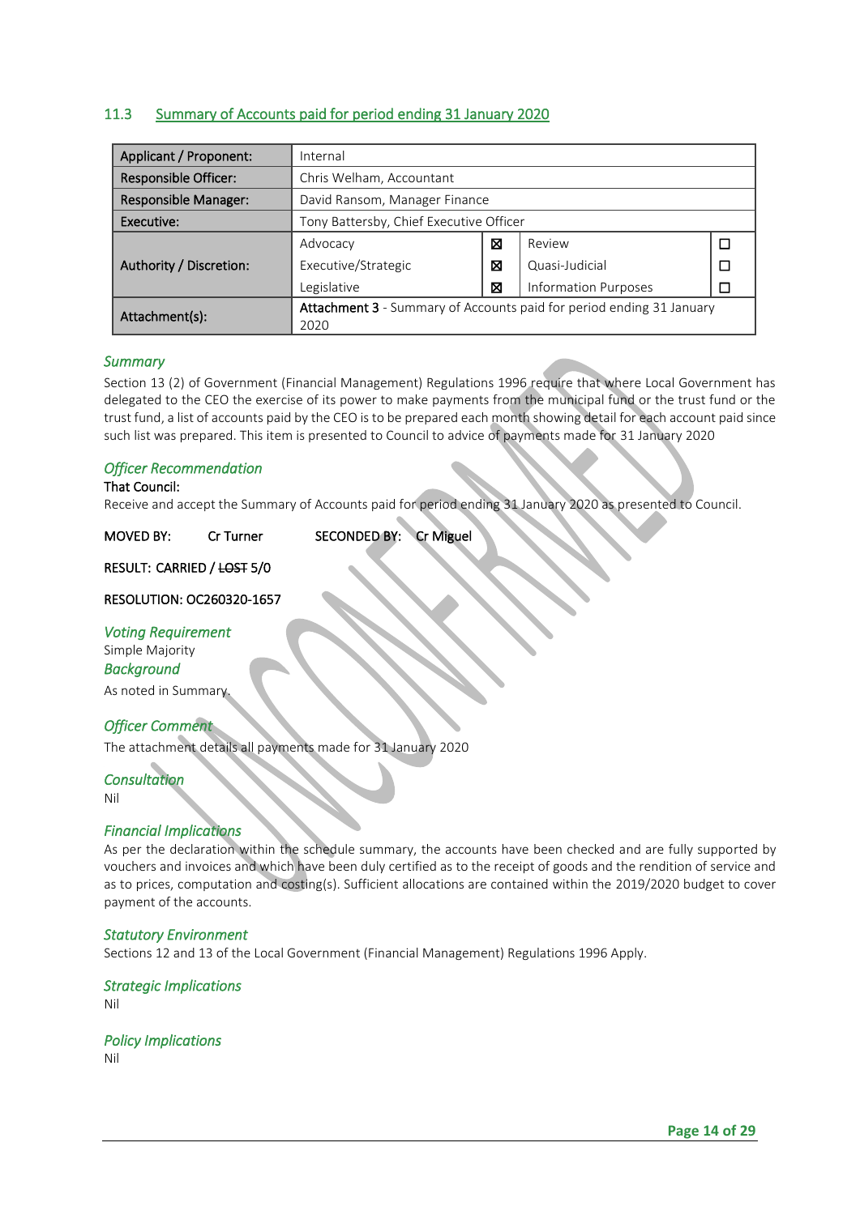## 11.3 Summary of Accounts paid for period ending 31 January 2020

| | | | | |
|---|---|---|---|---|
| **Applicant / Proponent:** | Internal | | | |
| **Responsible Officer:** | Chris Welham, Accountant | | | |
| **Responsible Manager:** | David Ransom, Manager Finance | | | |
| **Executive:** | Tony Battersby, Chief Executive Officer | | | |
| **Authority / Discretion:** | Advocacy | ☒ | Review | ☐ |
| | Executive/Strategic | ☒ | Quasi-Judicial | ☐ |
| | Legislative | ☒ | Information Purposes | ☐ |
| **Attachment(s):** | **Attachment 3** - Summary of Accounts paid for period ending 31 January 2020 | | | |

### *Summary*

Section 13 (2) of Government (Financial Management) Regulations 1996 require that where Local Government has delegated to the CEO the exercise of its power to make payments from the municipal fund or the trust fund or the trust fund, a list of accounts paid by the CEO is to be prepared each month showing detail for each account paid since such list was prepared. This item is presented to Council to advice of payments made for 31 January 2020

### *Officer Recommendation*

That Council:

Receive and accept the Summary of Accounts paid for period ending 31 January 2020 as presented to Council.

MOVED BY: Cr Turner SECONDED BY: Cr Miguel

RESULT: CARRIED / ~~LOST~~ 5/0

RESOLUTION: OC260320-1657

### *Voting Requirement*

Simple Majority

### *Background*

As noted in Summary.

### *Officer Comment*

The attachment details all payments made for 31 January 2020

### *Consultation*

Nil

### *Financial Implications*

As per the declaration within the schedule summary, the accounts have been checked and are fully supported by vouchers and invoices and which have been duly certified as to the receipt of goods and the rendition of service and as to prices, computation and costing(s). Sufficient allocations are contained within the 2019/2020 budget to cover payment of the accounts.

### *Statutory Environment*

Sections 12 and 13 of the Local Government (Financial Management) Regulations 1996 Apply.

### *Strategic Implications*

Nil

### *Policy Implications*

Nil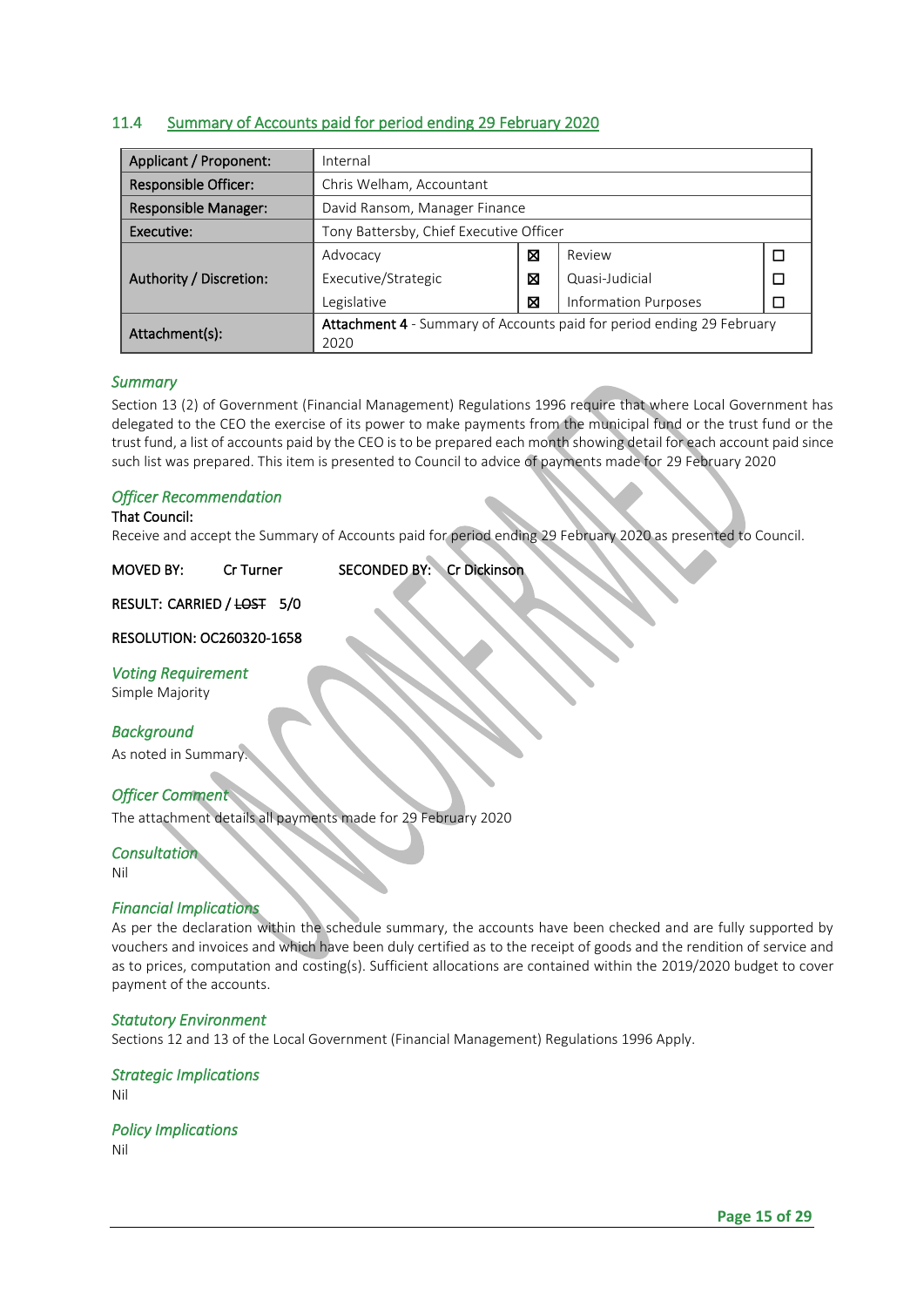## 11.4 Summary of Accounts paid for period ending 29 February 2020

| | | | | |
|---|---|---|---|---|
| **Applicant / Proponent:** | Internal | | | |
| **Responsible Officer:** | Chris Welham, Accountant | | | |
| **Responsible Manager:** | David Ransom, Manager Finance | | | |
| **Executive:** | Tony Battersby, Chief Executive Officer | | | |
| **Authority / Discretion:** | Advocacy | ☒ | Review | ☐ |
| | Executive/Strategic | ☒ | Quasi-Judicial | ☐ |
| | Legislative | ☒ | Information Purposes | ☐ |
| **Attachment(s):** | **Attachment 4** - Summary of Accounts paid for period ending 29 February 2020 | | | |

### *Summary*

Section 13 (2) of Government (Financial Management) Regulations 1996 require that where Local Government has delegated to the CEO the exercise of its power to make payments from the municipal fund or the trust fund or the trust fund, a list of accounts paid by the CEO is to be prepared each month showing detail for each account paid since such list was prepared. This item is presented to Council to advice of payments made for 29 February 2020

### *Officer Recommendation*

That Council:

Receive and accept the Summary of Accounts paid for period ending 29 February 2020 as presented to Council.

MOVED BY: Cr Turner SECONDED BY: Cr Dickinson

RESULT: CARRIED / ~~LOST~~ 5/0

RESOLUTION: OC260320-1658

### *Voting Requirement*

Simple Majority

### *Background*

As noted in Summary.

### *Officer Comment*

The attachment details all payments made for 29 February 2020

### *Consultation*

Nil

### *Financial Implications*

As per the declaration within the schedule summary, the accounts have been checked and are fully supported by vouchers and invoices and which have been duly certified as to the receipt of goods and the rendition of service and as to prices, computation and costing(s). Sufficient allocations are contained within the 2019/2020 budget to cover payment of the accounts.

### *Statutory Environment*

Sections 12 and 13 of the Local Government (Financial Management) Regulations 1996 Apply.

### *Strategic Implications*

Nil

### *Policy Implications*

Nil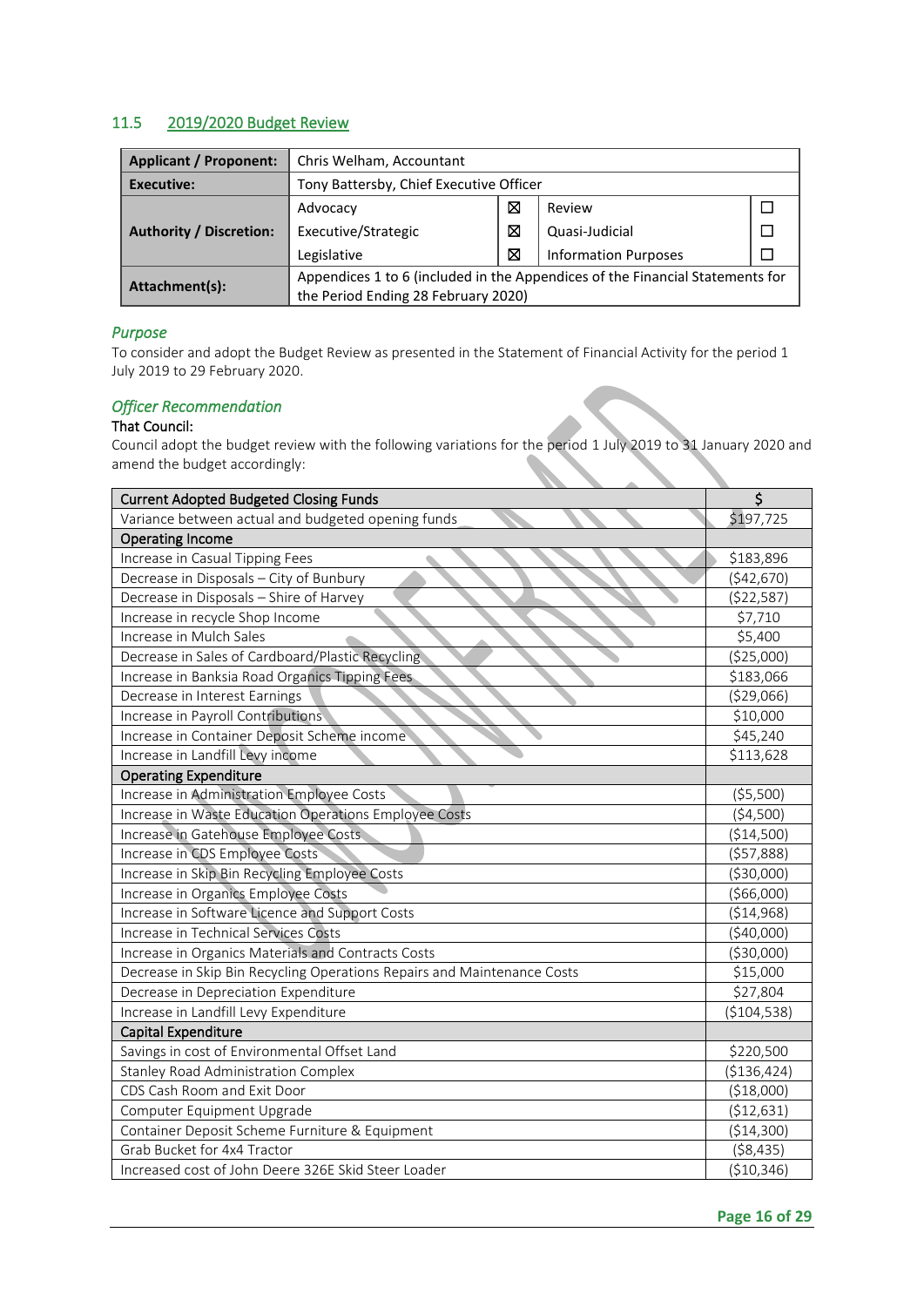## 11.5 2019/2020 Budget Review

| **Applicant / Proponent:** | Chris Welham, Accountant | | | |
|---|---|---|---|---|
| **Executive:** | Tony Battersby, Chief Executive Officer | | | |
| **Authority / Discretion:** | Advocacy | ☒ | Review | ☐ |
| | Executive/Strategic | ☒ | Quasi-Judicial | ☐ |
| | Legislative | ☒ | Information Purposes | ☐ |
| **Attachment(s):** | Appendices 1 to 6 (included in the Appendices of the Financial Statements for the Period Ending 28 February 2020) | | | |

### *Purpose*

To consider and adopt the Budget Review as presented in the Statement of Financial Activity for the period 1 July 2019 to 29 February 2020.

### *Officer Recommendation*

That Council:

Council adopt the budget review with the following variations for the period 1 July 2019 to 31 January 2020 and amend the budget accordingly:

| Current Adopted Budgeted Closing Funds | $ |
|---|---|
| Variance between actual and budgeted opening funds | $197,725 |
| **Operating Income** | |
| Increase in Casual Tipping Fees | $183,896 |
| Decrease in Disposals – City of Bunbury | ($42,670) |
| Decrease in Disposals – Shire of Harvey | ($22,587) |
| Increase in recycle Shop Income | $7,710 |
| Increase in Mulch Sales | $5,400 |
| Decrease in Sales of Cardboard/Plastic Recycling | ($25,000) |
| Increase in Banksia Road Organics Tipping Fees | $183,066 |
| Decrease in Interest Earnings | ($29,066) |
| Increase in Payroll Contributions | $10,000 |
| Increase in Container Deposit Scheme income | $45,240 |
| Increase in Landfill Levy income | $113,628 |
| **Operating Expenditure** | |
| Increase in Administration Employee Costs | ($5,500) |
| Increase in Waste Education Operations Employee Costs | ($4,500) |
| Increase in Gatehouse Employee Costs | ($14,500) |
| Increase in CDS Employee Costs | ($57,888) |
| Increase in Skip Bin Recycling Employee Costs | ($30,000) |
| Increase in Organics Employee Costs | ($66,000) |
| Increase in Software Licence and Support Costs | ($14,968) |
| Increase in Technical Services Costs | ($40,000) |
| Increase in Organics Materials and Contracts Costs | ($30,000) |
| Decrease in Skip Bin Recycling Operations Repairs and Maintenance Costs | $15,000 |
| Decrease in Depreciation Expenditure | $27,804 |
| Increase in Landfill Levy Expenditure | ($104,538) |
| **Capital Expenditure** | |
| Savings in cost of Environmental Offset Land | $220,500 |
| Stanley Road Administration Complex | ($136,424) |
| CDS Cash Room and Exit Door | ($18,000) |
| Computer Equipment Upgrade | ($12,631) |
| Container Deposit Scheme Furniture & Equipment | ($14,300) |
| Grab Bucket for 4x4 Tractor | ($8,435) |
| Increased cost of John Deere 326E Skid Steer Loader | ($10,346) |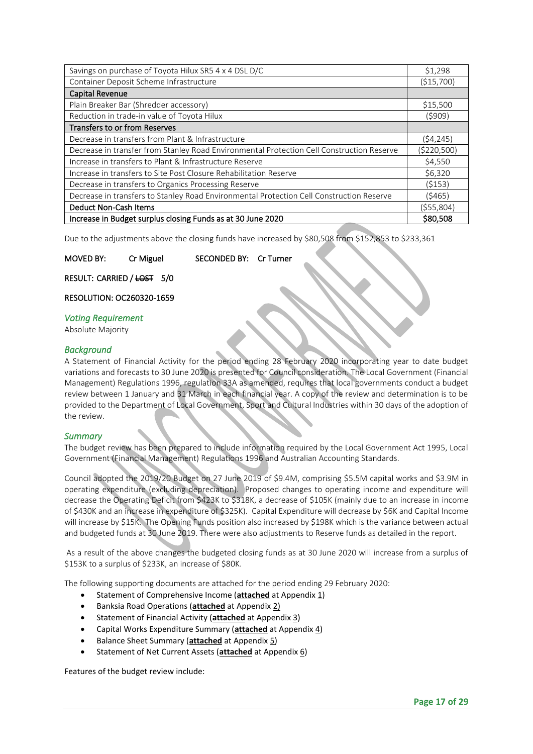| | |
|---|---|
| Savings on purchase of Toyota Hilux SR5 4 x 4 DSL D/C | $1,298 |
| Container Deposit Scheme Infrastructure | ($15,700) |
| **Capital Revenue** | |
| Plain Breaker Bar (Shredder accessory) | $15,500 |
| Reduction in trade-in value of Toyota Hilux | ($909) |
| **Transfers to or from Reserves** | |
| Decrease in transfers from Plant & Infrastructure | ($4,245) |
| Decrease in transfer from Stanley Road Environmental Protection Cell Construction Reserve | ($220,500) |
| Increase in transfers to Plant & Infrastructure Reserve | $4,550 |
| Increase in transfers to Site Post Closure Rehabilitation Reserve | $6,320 |
| Decrease in transfers to Organics Processing Reserve | ($153) |
| Decrease in transfers to Stanley Road Environmental Protection Cell Construction Reserve | ($465) |
| **Deduct Non-Cash Items** | ($55,804) |
| **Increase in Budget surplus closing Funds as at 30 June 2020** | **$80,508** |

Due to the adjustments above the closing funds have increased by $80,508 from $152,853 to $233,361

**MOVED BY:** Cr Miguel **SECONDED BY:** Cr Turner

**RESULT: CARRIED / ~~LOST~~ 5/0**

**RESOLUTION: OC260320-1659**

### *Voting Requirement*

Absolute Majority

### *Background*

A Statement of Financial Activity for the period ending 28 February 2020 incorporating year to date budget variations and forecasts to 30 June 2020 is presented for Council consideration. The Local Government (Financial Management) Regulations 1996, regulation 33A as amended, requires that local governments conduct a budget review between 1 January and 31 March in each financial year. A copy of the review and determination is to be provided to the Department of Local Government, Sport and Cultural Industries within 30 days of the adoption of the review.

### *Summary*

The budget review has been prepared to include information required by the Local Government Act 1995, Local Government (Financial Management) Regulations 1996 and Australian Accounting Standards.

Council adopted the 2019/20 Budget on 27 June 2019 of $9.4M, comprising $5.5M capital works and $3.9M in operating expenditure (excluding depreciation). Proposed changes to operating income and expenditure will decrease the Operating Deficit from $423K to $318K, a decrease of $105K (mainly due to an increase in income of $430K and an increase in expenditure of $325K). Capital Expenditure will decrease by $6K and Capital Income will increase by $15K. The Opening Funds position also increased by $198K which is the variance between actual and budgeted funds at 30 June 2019. There were also adjustments to Reserve funds as detailed in the report.

As a result of the above changes the budgeted closing funds as at 30 June 2020 will increase from a surplus of $153K to a surplus of $233K, an increase of $80K.

The following supporting documents are attached for the period ending 29 February 2020:

- Statement of Comprehensive Income (**attached** at Appendix 1)
- Banksia Road Operations (**attached** at Appendix 2)
- Statement of Financial Activity (**attached** at Appendix 3)
- Capital Works Expenditure Summary (**attached** at Appendix 4)
- Balance Sheet Summary (**attached** at Appendix 5)
- Statement of Net Current Assets (**attached** at Appendix 6)

Features of the budget review include: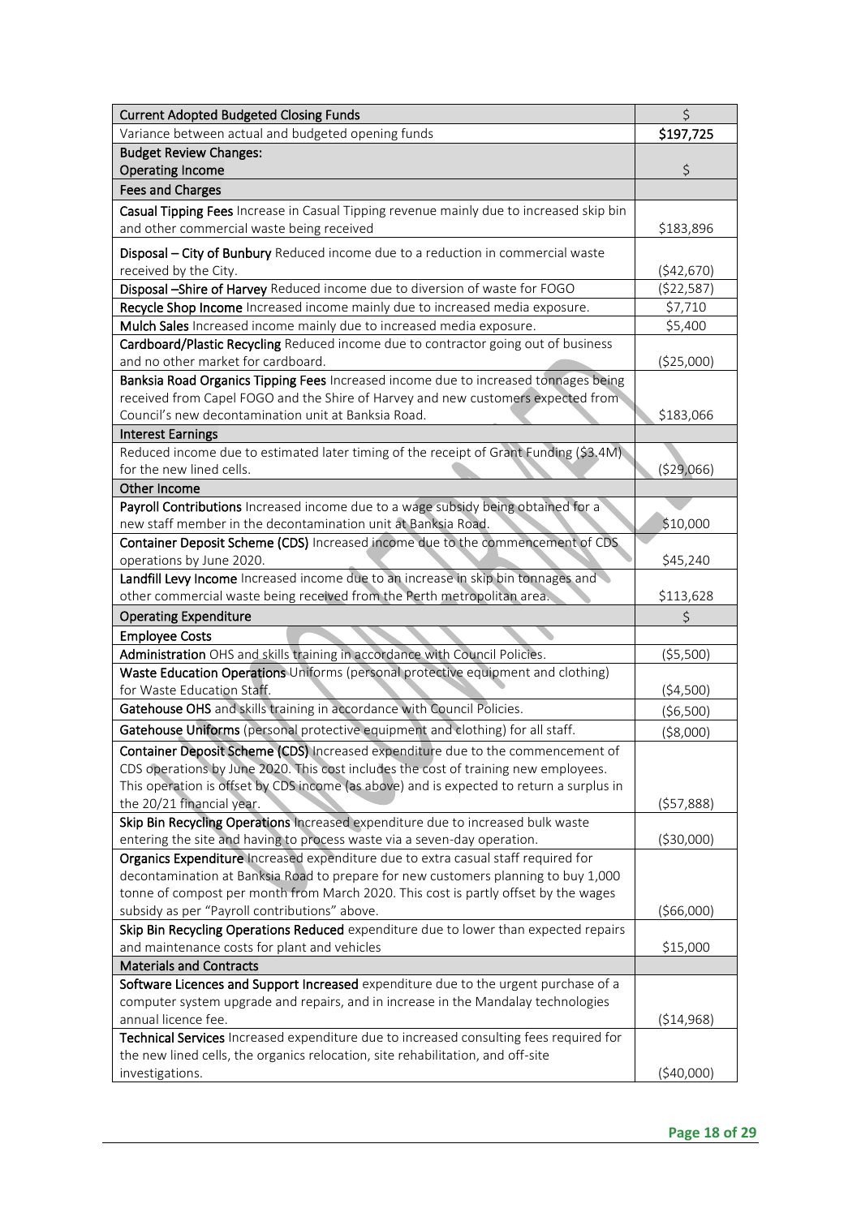| Current Adopted Budgeted Closing Funds | $ |
|---|---|
| Variance between actual and budgeted opening funds | **$197,725** |
| **Budget Review Changes:**<br>**Operating Income** | $ |
| **Fees and Charges** | |
| **Casual Tipping Fees** Increase in Casual Tipping revenue mainly due to increased skip bin and other commercial waste being received | $183,896 |
| **Disposal – City of Bunbury** Reduced income due to a reduction in commercial waste received by the City. | ($42,670) |
| **Disposal –Shire of Harvey** Reduced income due to diversion of waste for FOGO | ($22,587) |
| **Recycle Shop Income** Increased income mainly due to increased media exposure. | $7,710 |
| **Mulch Sales** Increased income mainly due to increased media exposure. | $5,400 |
| **Cardboard/Plastic Recycling** Reduced income due to contractor going out of business and no other market for cardboard. | ($25,000) |
| **Banksia Road Organics Tipping Fees** Increased income due to increased tonnages being received from Capel FOGO and the Shire of Harvey and new customers expected from Council's new decontamination unit at Banksia Road. | $183,066 |
| **Interest Earnings** | |
| Reduced income due to estimated later timing of the receipt of Grant Funding ($3.4M) for the new lined cells. | ($29,066) |
| **Other Income** | |
| **Payroll Contributions** Increased income due to a wage subsidy being obtained for a new staff member in the decontamination unit at Banksia Road. | $10,000 |
| **Container Deposit Scheme (CDS)** Increased income due to the commencement of CDS operations by June 2020. | $45,240 |
| **Landfill Levy Income** Increased income due to an increase in skip bin tonnages and other commercial waste being received from the Perth metropolitan area. | $113,628 |
| **Operating Expenditure** | $ |
| **Employee Costs** | |
| **Administration** OHS and skills training in accordance with Council Policies. | ($5,500) |
| **Waste Education Operations** Uniforms (personal protective equipment and clothing) for Waste Education Staff. | ($4,500) |
| **Gatehouse OHS** and skills training in accordance with Council Policies. | ($6,500) |
| **Gatehouse Uniforms** (personal protective equipment and clothing) for all staff. | ($8,000) |
| **Container Deposit Scheme (CDS)** Increased expenditure due to the commencement of CDS operations by June 2020. This cost includes the cost of training new employees. This operation is offset by CDS income (as above) and is expected to return a surplus in the 20/21 financial year. | ($57,888) |
| **Skip Bin Recycling Operations** Increased expenditure due to increased bulk waste entering the site and having to process waste via a seven-day operation. | ($30,000) |
| **Organics Expenditure** Increased expenditure due to extra casual staff required for decontamination at Banksia Road to prepare for new customers planning to buy 1,000 tonne of compost per month from March 2020. This cost is partly offset by the wages subsidy as per "Payroll contributions" above. | ($66,000) |
| **Skip Bin Recycling Operations Reduced** expenditure due to lower than expected repairs and maintenance costs for plant and vehicles | $15,000 |
| **Materials and Contracts** | |
| **Software Licences and Support Increased** expenditure due to the urgent purchase of a computer system upgrade and repairs, and in increase in the Mandalay technologies annual licence fee. | ($14,968) |
| **Technical Services** Increased expenditure due to increased consulting fees required for the new lined cells, the organics relocation, site rehabilitation, and off-site investigations. | ($40,000) |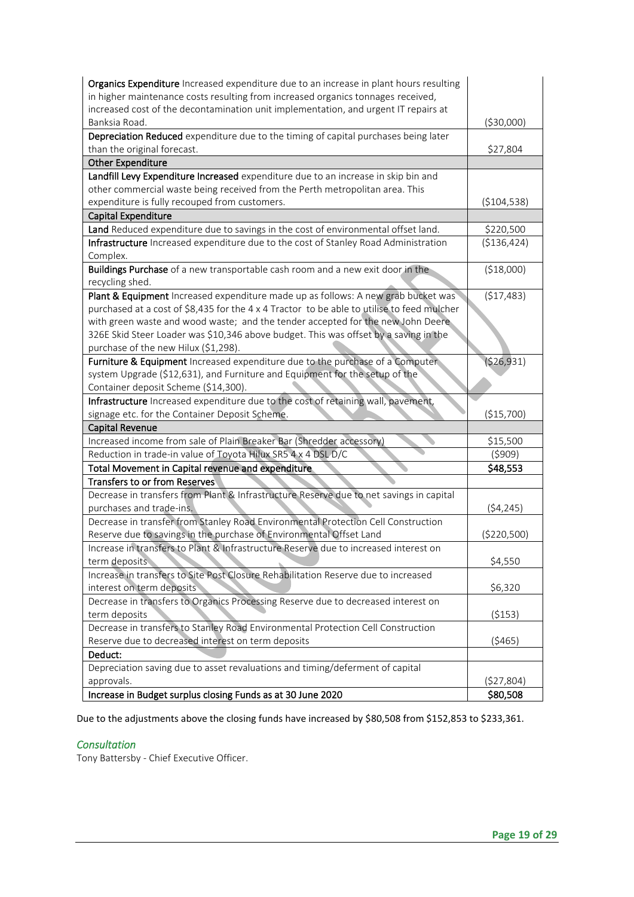| | |
|---|---|
| **Organics Expenditure** Increased expenditure due to an increase in plant hours resulting in higher maintenance costs resulting from increased organics tonnages received, increased cost of the decontamination unit implementation, and urgent IT repairs at Banksia Road. | ($30,000) |
| **Depreciation Reduced** expenditure due to the timing of capital purchases being later than the original forecast. | $27,804 |
| **Other Expenditure** | |
| **Landfill Levy Expenditure Increased** expenditure due to an increase in skip bin and other commercial waste being received from the Perth metropolitan area. This expenditure is fully recouped from customers. | ($104,538) |
| **Capital Expenditure** | |
| **Land** Reduced expenditure due to savings in the cost of environmental offset land. | $220,500 |
| **Infrastructure** Increased expenditure due to the cost of Stanley Road Administration Complex. | ($136,424) |
| **Buildings Purchase** of a new transportable cash room and a new exit door in the recycling shed. | ($18,000) |
| **Plant & Equipment** Increased expenditure made up as follows: A new grab bucket was purchased at a cost of $8,435 for the 4 x 4 Tractor to be able to utilise to feed mulcher with green waste and wood waste; and the tender accepted for the new John Deere 326E Skid Steer Loader was $10,346 above budget. This was offset by a saving in the purchase of the new Hilux ($1,298). | ($17,483) |
| **Furniture & Equipment** Increased expenditure due to the purchase of a Computer system Upgrade ($12,631), and Furniture and Equipment for the setup of the Container deposit Scheme ($14,300). | ($26,931) |
| **Infrastructure** Increased expenditure due to the cost of retaining wall, pavement, signage etc. for the Container Deposit Scheme. | ($15,700) |
| **Capital Revenue** | |
| Increased income from sale of Plain Breaker Bar (Shredder accessory) | $15,500 |
| Reduction in trade-in value of Toyota Hilux SR5 4 x 4 DSL D/C | ($909) |
| **Total Movement in Capital revenue and expenditure** | **$48,553** |
| **Transfers to or from Reserves** | |
| Decrease in transfers from Plant & Infrastructure Reserve due to net savings in capital purchases and trade-ins. | ($4,245) |
| Decrease in transfer from Stanley Road Environmental Protection Cell Construction Reserve due to savings in the purchase of Environmental Offset Land | ($220,500) |
| Increase in transfers to Plant & Infrastructure Reserve due to increased interest on term deposits | $4,550 |
| Increase in transfers to Site Post Closure Rehabilitation Reserve due to increased interest on term deposits | $6,320 |
| Decrease in transfers to Organics Processing Reserve due to decreased interest on term deposits | ($153) |
| Decrease in transfers to Stanley Road Environmental Protection Cell Construction Reserve due to decreased interest on term deposits | ($465) |
| **Deduct:** | |
| Depreciation saving due to asset revaluations and timing/deferment of capital approvals. | ($27,804) |
| **Increase in Budget surplus closing Funds as at 30 June 2020** | **$80,508** |

Due to the adjustments above the closing funds have increased by $80,508 from $152,853 to $233,361.

### *Consultation*

Tony Battersby - Chief Executive Officer.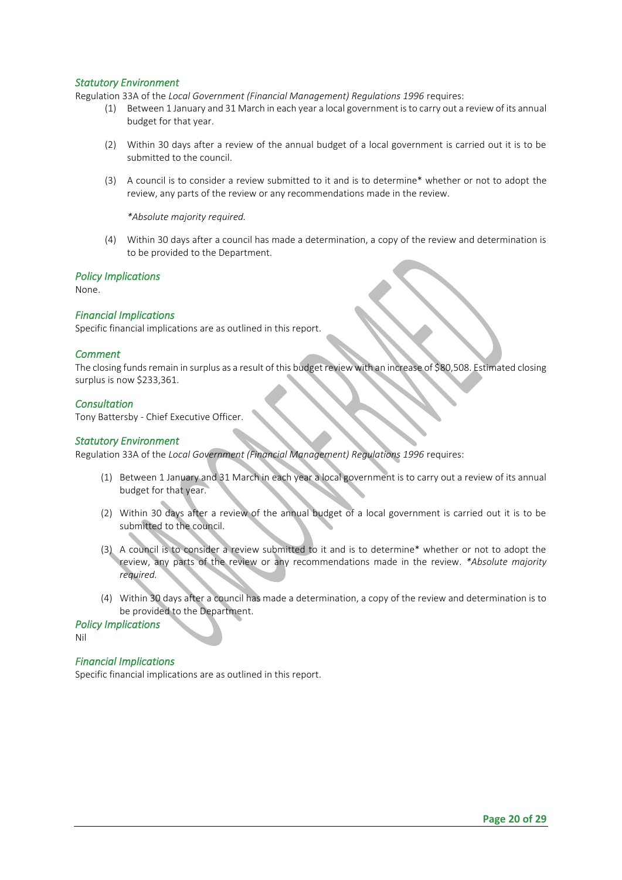### *Statutory Environment*

Regulation 33A of the *Local Government (Financial Management) Regulations 1996* requires:

(1) Between 1 January and 31 March in each year a local government is to carry out a review of its annual budget for that year.

(2) Within 30 days after a review of the annual budget of a local government is carried out it is to be submitted to the council.

(3) A council is to consider a review submitted to it and is to determine* whether or not to adopt the review, any parts of the review or any recommendations made in the review.

*\*Absolute majority required.*

(4) Within 30 days after a council has made a determination, a copy of the review and determination is to be provided to the Department.

### *Policy Implications*

None.

### *Financial Implications*

Specific financial implications are as outlined in this report.

### *Comment*

The closing funds remain in surplus as a result of this budget review with an increase of $80,508. Estimated closing surplus is now $233,361.

### *Consultation*

Tony Battersby - Chief Executive Officer.

### *Statutory Environment*

Regulation 33A of the *Local Government (Financial Management) Regulations 1996* requires:

(1) Between 1 January and 31 March in each year a local government is to carry out a review of its annual budget for that year.

(2) Within 30 days after a review of the annual budget of a local government is carried out it is to be submitted to the council.

(3) A council is to consider a review submitted to it and is to determine* whether or not to adopt the review, any parts of the review or any recommendations made in the review. *\*Absolute majority required.*

(4) Within 30 days after a council has made a determination, a copy of the review and determination is to be provided to the Department.

### *Policy Implications*

Nil

### *Financial Implications*

Specific financial implications are as outlined in this report.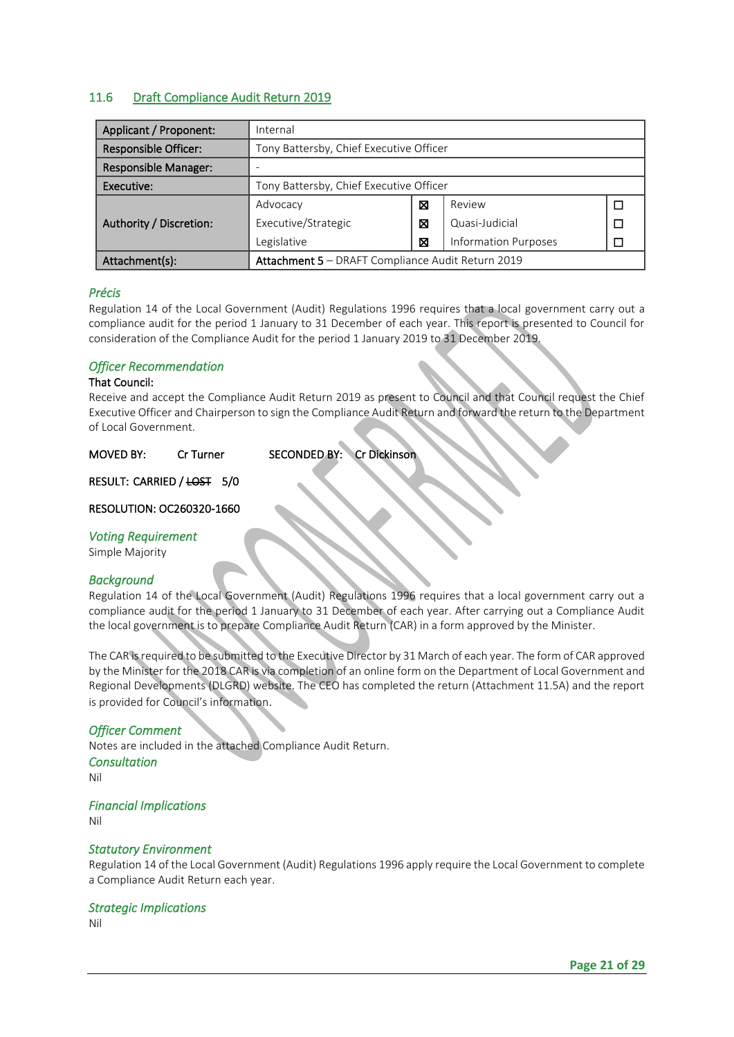## 11.6 Draft Compliance Audit Return 2019

| **Applicant / Proponent:** | Internal | | | |
|---|---|---|---|---|
| **Responsible Officer:** | Tony Battersby, Chief Executive Officer | | | |
| **Responsible Manager:** | - | | | |
| **Executive:** | Tony Battersby, Chief Executive Officer | | | |
| **Authority / Discretion:** | Advocacy | ☒ | Review | ☐ |
| | Executive/Strategic | ☒ | Quasi-Judicial | ☐ |
| | Legislative | ☒ | Information Purposes | ☐ |
| **Attachment(s):** | **Attachment 5** – DRAFT Compliance Audit Return 2019 | | | |

### *Précis*

Regulation 14 of the Local Government (Audit) Regulations 1996 requires that a local government carry out a compliance audit for the period 1 January to 31 December of each year. This report is presented to Council for consideration of the Compliance Audit for the period 1 January 2019 to 31 December 2019.

### *Officer Recommendation*

That Council:

Receive and accept the Compliance Audit Return 2019 as present to Council and that Council request the Chief Executive Officer and Chairperson to sign the Compliance Audit Return and forward the return to the Department of Local Government.

MOVED BY: Cr Turner SECONDED BY: Cr Dickinson

RESULT: CARRIED / ~~LOST~~ 5/0

RESOLUTION: OC260320-1660

### *Voting Requirement*

Simple Majority

### *Background*

Regulation 14 of the Local Government (Audit) Regulations 1996 requires that a local government carry out a compliance audit for the period 1 January to 31 December of each year. After carrying out a Compliance Audit the local government is to prepare Compliance Audit Return (CAR) in a form approved by the Minister.

The CAR is required to be submitted to the Executive Director by 31 March of each year. The form of CAR approved by the Minister for the 2018 CAR is via completion of an online form on the Department of Local Government and Regional Developments (DLGRD) website. The CEO has completed the return (Attachment 11.5A) and the report is provided for Council's information.

### *Officer Comment*

Notes are included in the attached Compliance Audit Return.

### *Consultation*

Nil

### *Financial Implications*

Nil

### *Statutory Environment*

Regulation 14 of the Local Government (Audit) Regulations 1996 apply require the Local Government to complete a Compliance Audit Return each year.

### *Strategic Implications*

Nil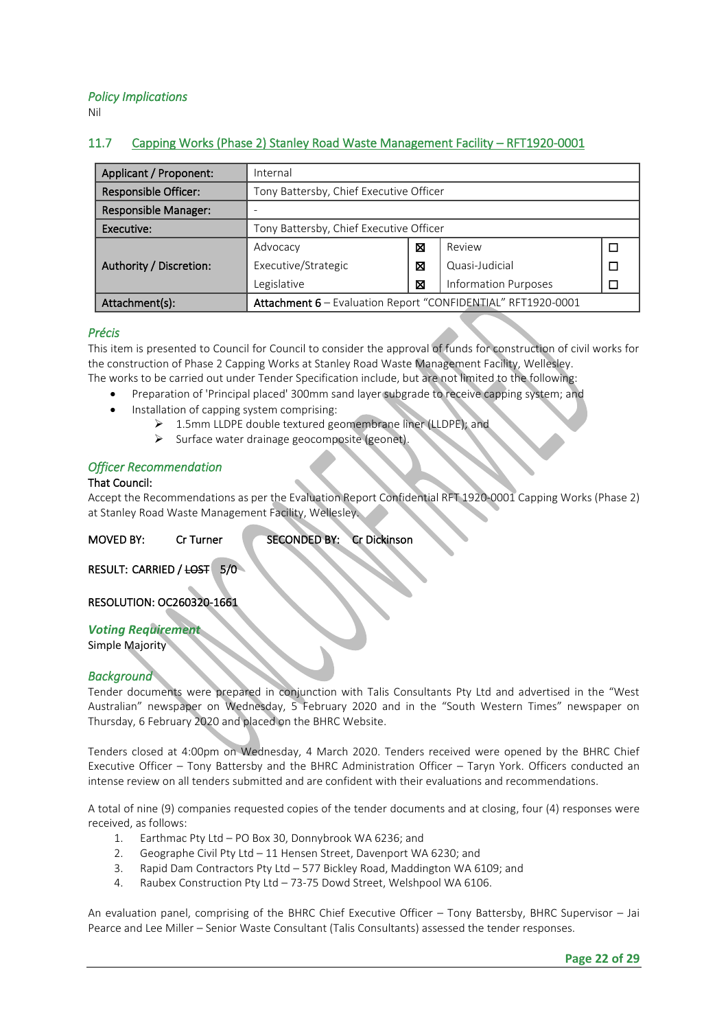*Policy Implications*

Nil

## 11.7 Capping Works (Phase 2) Stanley Road Waste Management Facility – RFT1920-0001

| Applicant / Proponent: | Internal | | | |
|---|---|---|---|---|
| Responsible Officer: | Tony Battersby, Chief Executive Officer | | | |
| Responsible Manager: | - | | | |
| Executive: | Tony Battersby, Chief Executive Officer | | | |
| Authority / Discretion: | Advocacy | ☒ | Review | ☐ |
| | Executive/Strategic | ☒ | Quasi-Judicial | ☐ |
| | Legislative | ☒ | Information Purposes | ☐ |
| Attachment(s): | **Attachment 6** – Evaluation Report "CONFIDENTIAL" RFT1920-0001 | | | |

### *Précis*

This item is presented to Council for Council to consider the approval of funds for construction of civil works for the construction of Phase 2 Capping Works at Stanley Road Waste Management Facility, Wellesley.

The works to be carried out under Tender Specification include, but are not limited to the following:

- Preparation of 'Principal placed' 300mm sand layer subgrade to receive capping system; and
- Installation of capping system comprising:
  - 1.5mm LLDPE double textured geomembrane liner (LLDPE); and
  - Surface water drainage geocomposite (geonet).

### *Officer Recommendation*

That Council:

Accept the Recommendations as per the Evaluation Report Confidential RFT 1920-0001 Capping Works (Phase 2) at Stanley Road Waste Management Facility, Wellesley.

MOVED BY: Cr Turner SECONDED BY: Cr Dickinson

RESULT: CARRIED / ~~LOST~~ 5/0

RESOLUTION: OC260320-1661

### *Voting Requirement*

Simple Majority

### *Background*

Tender documents were prepared in conjunction with Talis Consultants Pty Ltd and advertised in the "West Australian" newspaper on Wednesday, 5 February 2020 and in the "South Western Times" newspaper on Thursday, 6 February 2020 and placed on the BHRC Website.

Tenders closed at 4:00pm on Wednesday, 4 March 2020. Tenders received were opened by the BHRC Chief Executive Officer – Tony Battersby and the BHRC Administration Officer – Taryn York. Officers conducted an intense review on all tenders submitted and are confident with their evaluations and recommendations.

A total of nine (9) companies requested copies of the tender documents and at closing, four (4) responses were received, as follows:

1. Earthmac Pty Ltd – PO Box 30, Donnybrook WA 6236; and
2. Geographe Civil Pty Ltd – 11 Hensen Street, Davenport WA 6230; and
3. Rapid Dam Contractors Pty Ltd – 577 Bickley Road, Maddington WA 6109; and
4. Raubex Construction Pty Ltd – 73-75 Dowd Street, Welshpool WA 6106.

An evaluation panel, comprising of the BHRC Chief Executive Officer – Tony Battersby, BHRC Supervisor – Jai Pearce and Lee Miller – Senior Waste Consultant (Talis Consultants) assessed the tender responses.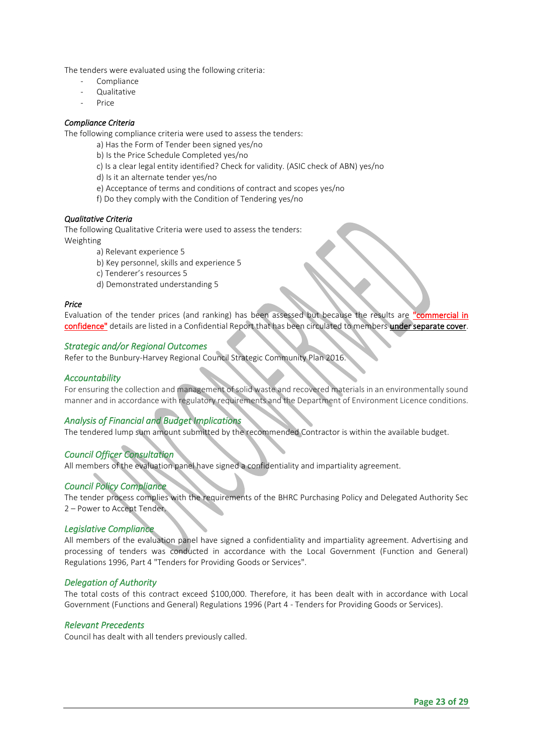The tenders were evaluated using the following criteria:

- Compliance
- Qualitative
- Price

*Compliance Criteria*

The following compliance criteria were used to assess the tenders:

a) Has the Form of Tender been signed yes/no
b) Is the Price Schedule Completed yes/no
c) Is a clear legal entity identified? Check for validity. (ASIC check of ABN) yes/no
d) Is it an alternate tender yes/no
e) Acceptance of terms and conditions of contract and scopes yes/no
f) Do they comply with the Condition of Tendering yes/no

*Qualitative Criteria*

The following Qualitative Criteria were used to assess the tenders:
Weighting

a) Relevant experience 5
b) Key personnel, skills and experience 5
c) Tenderer's resources 5
d) Demonstrated understanding 5

*Price*

Evaluation of the tender prices (and ranking) has been assessed but because the results are "commercial in confidence" details are listed in a Confidential Report that has been circulated to members **under separate cover**.

### *Strategic and/or Regional Outcomes*

Refer to the Bunbury-Harvey Regional Council Strategic Community Plan 2016.

### *Accountability*

For ensuring the collection and management of solid waste and recovered materials in an environmentally sound manner and in accordance with regulatory requirements and the Department of Environment Licence conditions.

### *Analysis of Financial and Budget Implications*

The tendered lump sum amount submitted by the recommended Contractor is within the available budget.

### *Council Officer Consultation*

All members of the evaluation panel have signed a confidentiality and impartiality agreement.

### *Council Policy Compliance*

The tender process complies with the requirements of the BHRC Purchasing Policy and Delegated Authority Sec 2 – Power to Accept Tender.

### *Legislative Compliance*

All members of the evaluation panel have signed a confidentiality and impartiality agreement. Advertising and processing of tenders was conducted in accordance with the Local Government (Function and General) Regulations 1996, Part 4 "Tenders for Providing Goods or Services".

### *Delegation of Authority*

The total costs of this contract exceed $100,000. Therefore, it has been dealt with in accordance with Local Government (Functions and General) Regulations 1996 (Part 4 - Tenders for Providing Goods or Services).

### *Relevant Precedents*

Council has dealt with all tenders previously called.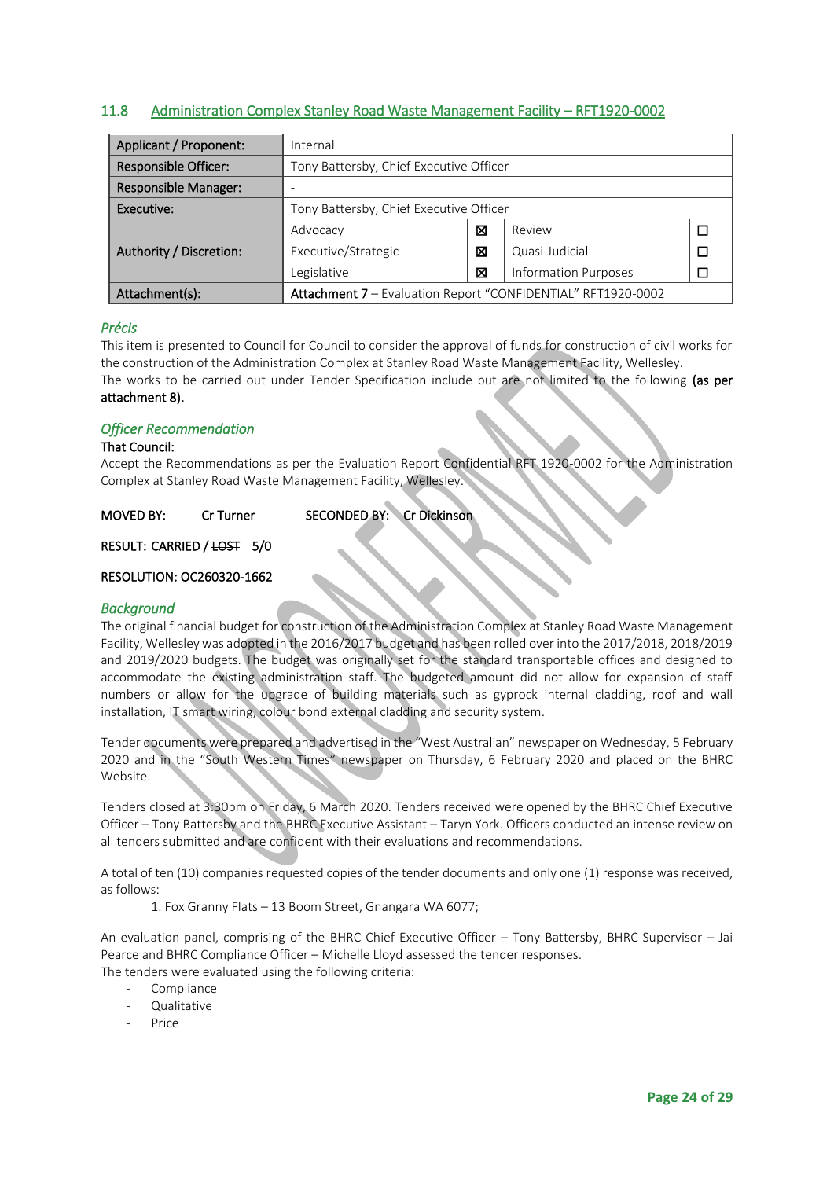## 11.8 Administration Complex Stanley Road Waste Management Facility – RFT1920-0002

| Applicant / Proponent: | Internal | | | |
|---|---|---|---|---|
| Responsible Officer: | Tony Battersby, Chief Executive Officer | | | |
| Responsible Manager: | - | | | |
| Executive: | Tony Battersby, Chief Executive Officer | | | |
| Authority / Discretion: | Advocacy | ☒ | Review | ☐ |
| | Executive/Strategic | ☒ | Quasi-Judicial | ☐ |
| | Legislative | ☒ | Information Purposes | ☐ |
| Attachment(s): | **Attachment 7** – Evaluation Report "CONFIDENTIAL" RFT1920-0002 | | | |

### *Précis*

This item is presented to Council for Council to consider the approval of funds for construction of civil works for the construction of the Administration Complex at Stanley Road Waste Management Facility, Wellesley.

The works to be carried out under Tender Specification include but are not limited to the following **(as per attachment 8).**

### *Officer Recommendation*

**That Council:**

Accept the Recommendations as per the Evaluation Report Confidential RFT 1920-0002 for the Administration Complex at Stanley Road Waste Management Facility, Wellesley.

**MOVED BY: Cr Turner SECONDED BY: Cr Dickinson**

**RESULT: CARRIED / ~~LOST~~ 5/0**

**RESOLUTION: OC260320-1662**

### *Background*

The original financial budget for construction of the Administration Complex at Stanley Road Waste Management Facility, Wellesley was adopted in the 2016/2017 budget and has been rolled over into the 2017/2018, 2018/2019 and 2019/2020 budgets. The budget was originally set for the standard transportable offices and designed to accommodate the existing administration staff. The budgeted amount did not allow for expansion of staff numbers or allow for the upgrade of building materials such as gyprock internal cladding, roof and wall installation, IT smart wiring, colour bond external cladding and security system.

Tender documents were prepared and advertised in the "West Australian" newspaper on Wednesday, 5 February 2020 and in the "South Western Times" newspaper on Thursday, 6 February 2020 and placed on the BHRC Website.

Tenders closed at 3:30pm on Friday, 6 March 2020. Tenders received were opened by the BHRC Chief Executive Officer – Tony Battersby and the BHRC Executive Assistant – Taryn York. Officers conducted an intense review on all tenders submitted and are confident with their evaluations and recommendations.

A total of ten (10) companies requested copies of the tender documents and only one (1) response was received, as follows:

1. Fox Granny Flats – 13 Boom Street, Gnangara WA 6077;

An evaluation panel, comprising of the BHRC Chief Executive Officer – Tony Battersby, BHRC Supervisor – Jai Pearce and BHRC Compliance Officer – Michelle Lloyd assessed the tender responses.

The tenders were evaluated using the following criteria:

- Compliance
- Qualitative
- Price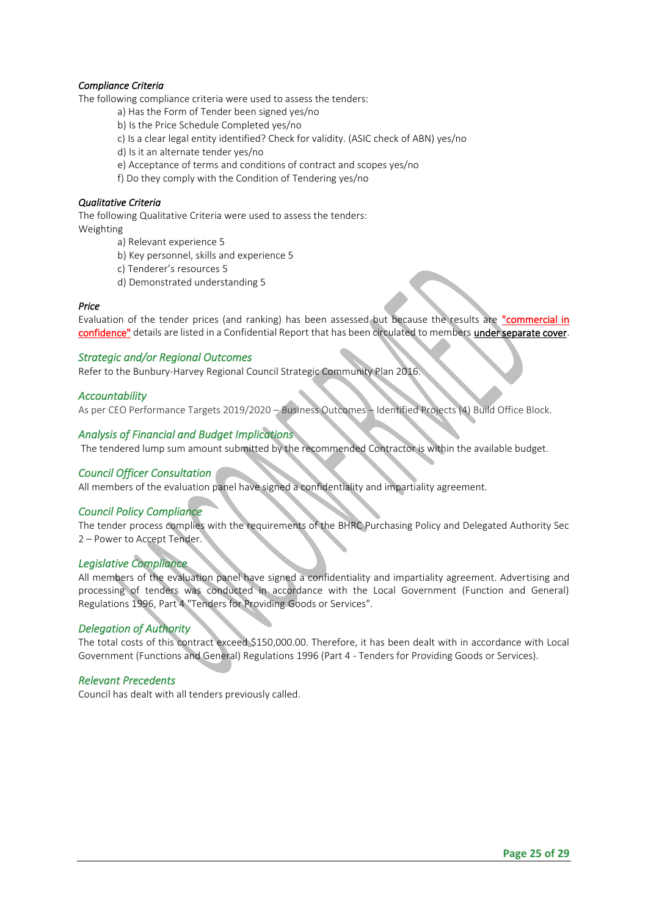*Compliance Criteria*

The following compliance criteria were used to assess the tenders:

a) Has the Form of Tender been signed yes/no
b) Is the Price Schedule Completed yes/no
c) Is a clear legal entity identified? Check for validity. (ASIC check of ABN) yes/no
d) Is it an alternate tender yes/no
e) Acceptance of terms and conditions of contract and scopes yes/no
f) Do they comply with the Condition of Tendering yes/no

*Qualitative Criteria*

The following Qualitative Criteria were used to assess the tenders:
Weighting

a) Relevant experience 5
b) Key personnel, skills and experience 5
c) Tenderer's resources 5
d) Demonstrated understanding 5

*Price*

Evaluation of the tender prices (and ranking) has been assessed but because the results are **"commercial in confidence"** details are listed in a Confidential Report that has been circulated to members **under separate cover**.

### *Strategic and/or Regional Outcomes*

Refer to the Bunbury-Harvey Regional Council Strategic Community Plan 2016.

### *Accountability*

As per CEO Performance Targets 2019/2020 – Business Outcomes – Identified Projects (4) Build Office Block.

### *Analysis of Financial and Budget Implications*

The tendered lump sum amount submitted by the recommended Contractor is within the available budget.

### *Council Officer Consultation*

All members of the evaluation panel have signed a confidentiality and impartiality agreement.

### *Council Policy Compliance*

The tender process complies with the requirements of the BHRC Purchasing Policy and Delegated Authority Sec 2 – Power to Accept Tender.

### *Legislative Compliance*

All members of the evaluation panel have signed a confidentiality and impartiality agreement. Advertising and processing of tenders was conducted in accordance with the Local Government (Function and General) Regulations 1996, Part 4 "Tenders for Providing Goods or Services".

### *Delegation of Authority*

The total costs of this contract exceed $150,000.00. Therefore, it has been dealt with in accordance with Local Government (Functions and General) Regulations 1996 (Part 4 - Tenders for Providing Goods or Services).

### *Relevant Precedents*

Council has dealt with all tenders previously called.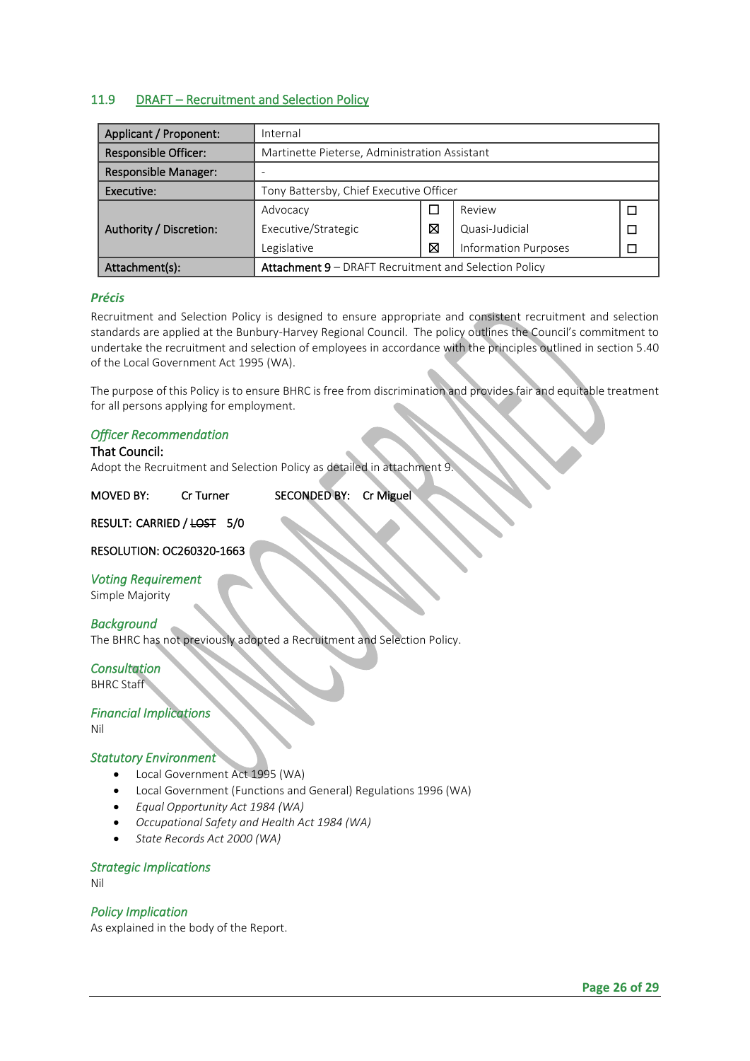## 11.9 DRAFT – Recruitment and Selection Policy

| Applicant / Proponent: | Internal | | | |
|---|---|---|---|---|
| Responsible Officer: | Martinette Pieterse, Administration Assistant | | | |
| Responsible Manager: | - | | | |
| Executive: | Tony Battersby, Chief Executive Officer | | | |
| Authority / Discretion: | Advocacy | ☐ | Review | ☐ |
| | Executive/Strategic | ☒ | Quasi-Judicial | ☐ |
| | Legislative | ☒ | Information Purposes | ☐ |
| Attachment(s): | **Attachment 9** – DRAFT Recruitment and Selection Policy | | | |

### *Précis*

Recruitment and Selection Policy is designed to ensure appropriate and consistent recruitment and selection standards are applied at the Bunbury-Harvey Regional Council. The policy outlines the Council's commitment to undertake the recruitment and selection of employees in accordance with the principles outlined in section 5.40 of the Local Government Act 1995 (WA).

The purpose of this Policy is to ensure BHRC is free from discrimination and provides fair and equitable treatment for all persons applying for employment.

### *Officer Recommendation*

That Council:

Adopt the Recruitment and Selection Policy as detailed in attachment 9.

MOVED BY: Cr Turner SECONDED BY: Cr Miguel

RESULT: CARRIED / ~~LOST~~ 5/0

RESOLUTION: OC260320-1663

### *Voting Requirement*

Simple Majority

### *Background*

The BHRC has not previously adopted a Recruitment and Selection Policy.

### *Consultation*

BHRC Staff

### *Financial Implications*

Nil

### *Statutory Environment*

- Local Government Act 1995 (WA)
- Local Government (Functions and General) Regulations 1996 (WA)
- *Equal Opportunity Act 1984 (WA)*
- *Occupational Safety and Health Act 1984 (WA)*
- *State Records Act 2000 (WA)*

### *Strategic Implications*

Nil

### *Policy Implication*

As explained in the body of the Report.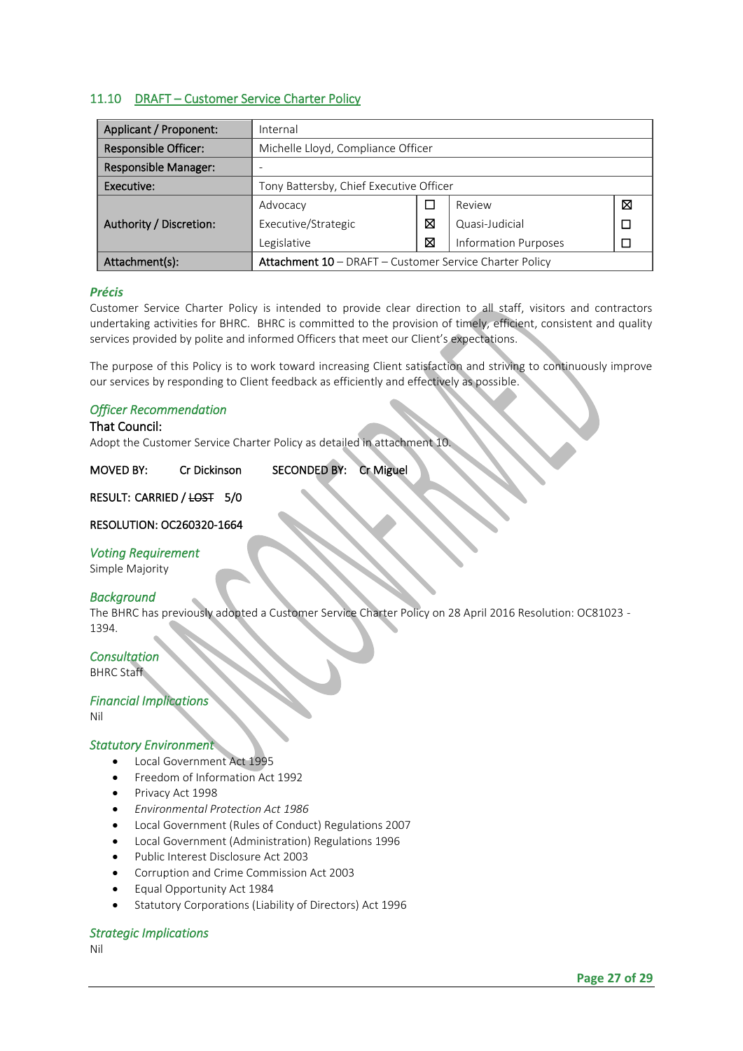## 11.10 DRAFT – Customer Service Charter Policy

| Applicant / Proponent: | Internal | | | |
|---|---|---|---|---|
| Responsible Officer: | Michelle Lloyd, Compliance Officer | | | |
| Responsible Manager: | - | | | |
| Executive: | Tony Battersby, Chief Executive Officer | | | |
| Authority / Discretion: | Advocacy | ☐ | Review | ☒ |
| | Executive/Strategic | ☒ | Quasi-Judicial | ☐ |
| | Legislative | ☒ | Information Purposes | ☐ |
| Attachment(s): | **Attachment 10** – DRAFT – Customer Service Charter Policy | | | |

### *Précis*

Customer Service Charter Policy is intended to provide clear direction to all staff, visitors and contractors undertaking activities for BHRC. BHRC is committed to the provision of timely, efficient, consistent and quality services provided by polite and informed Officers that meet our Client's expectations.

The purpose of this Policy is to work toward increasing Client satisfaction and striving to continuously improve our services by responding to Client feedback as efficiently and effectively as possible.

### *Officer Recommendation*

That Council:

Adopt the Customer Service Charter Policy as detailed in attachment 10.

MOVED BY: Cr Dickinson SECONDED BY: Cr Miguel

RESULT: CARRIED / ~~LOST~~ 5/0

RESOLUTION: OC260320-1664

### *Voting Requirement*

Simple Majority

### *Background*

The BHRC has previously adopted a Customer Service Charter Policy on 28 April 2016 Resolution: OC81023 - 1394.

### *Consultation*

BHRC Staff

### *Financial Implications*

Nil

### *Statutory Environment*

- Local Government Act 1995
- Freedom of Information Act 1992
- Privacy Act 1998
- *Environmental Protection Act 1986*
- Local Government (Rules of Conduct) Regulations 2007
- Local Government (Administration) Regulations 1996
- Public Interest Disclosure Act 2003
- Corruption and Crime Commission Act 2003
- Equal Opportunity Act 1984
- Statutory Corporations (Liability of Directors) Act 1996

### *Strategic Implications*

Nil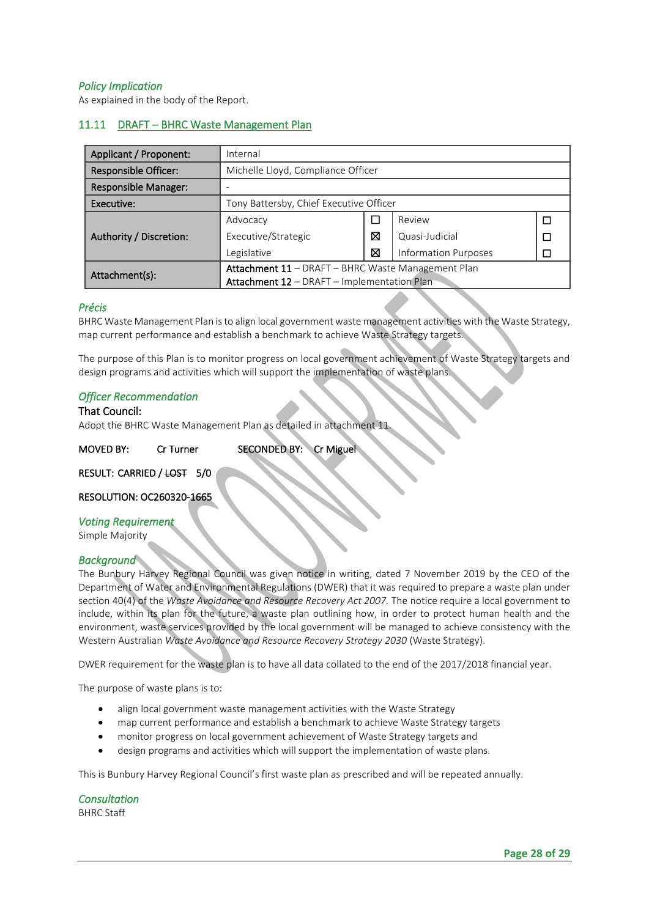### *Policy Implication*

As explained in the body of the Report.

## 11.11 DRAFT – BHRC Waste Management Plan

| Applicant / Proponent: | Internal | | | |
|---|---|---|---|---|
| Responsible Officer: | Michelle Lloyd, Compliance Officer | | | |
| Responsible Manager: | - | | | |
| Executive: | Tony Battersby, Chief Executive Officer | | | |
| Authority / Discretion: | Advocacy | ☐ | Review | ☐ |
| | Executive/Strategic | ☒ | Quasi-Judicial | ☐ |
| | Legislative | ☒ | Information Purposes | ☐ |
| Attachment(s): | **Attachment 11** – DRAFT – BHRC Waste Management Plan<br>**Attachment 12** – DRAFT – Implementation Plan | | | |

### *Précis*

BHRC Waste Management Plan is to align local government waste management activities with the Waste Strategy, map current performance and establish a benchmark to achieve Waste Strategy targets.

The purpose of this Plan is to monitor progress on local government achievement of Waste Strategy targets and design programs and activities which will support the implementation of waste plans.

### *Officer Recommendation*

That Council:

Adopt the BHRC Waste Management Plan as detailed in attachment 11.

MOVED BY: Cr Turner SECONDED BY: Cr Miguel

RESULT: CARRIED / ~~LOST~~ 5/0

RESOLUTION: OC260320-1665

### *Voting Requirement*

Simple Majority

### *Background*

The Bunbury Harvey Regional Council was given notice in writing, dated 7 November 2019 by the CEO of the Department of Water and Environmental Regulations (DWER) that it was required to prepare a waste plan under section 40(4) of the *Waste Avoidance and Resource Recovery Act 2007.* The notice require a local government to include, within its plan for the future, a waste plan outlining how, in order to protect human health and the environment, waste services provided by the local government will be managed to achieve consistency with the Western Australian *Waste Avoidance and Resource Recovery Strategy 2030* (Waste Strategy).

DWER requirement for the waste plan is to have all data collated to the end of the 2017/2018 financial year.

The purpose of waste plans is to:

- align local government waste management activities with the Waste Strategy
- map current performance and establish a benchmark to achieve Waste Strategy targets
- monitor progress on local government achievement of Waste Strategy targets and
- design programs and activities which will support the implementation of waste plans.

This is Bunbury Harvey Regional Council's first waste plan as prescribed and will be repeated annually.

### *Consultation*

BHRC Staff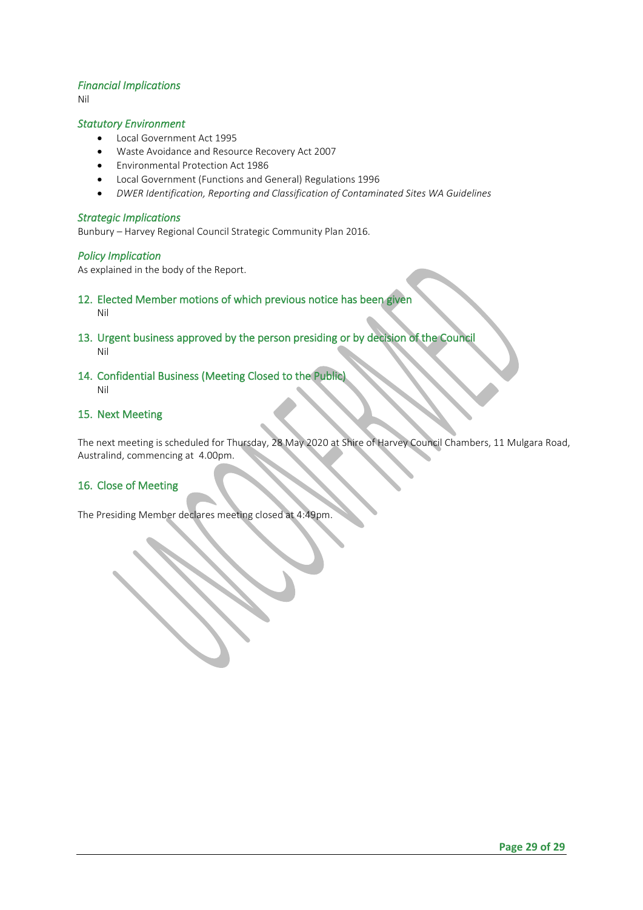### *Financial Implications*

Nil

### *Statutory Environment*

- Local Government Act 1995
- Waste Avoidance and Resource Recovery Act 2007
- Environmental Protection Act 1986
- Local Government (Functions and General) Regulations 1996
- *DWER Identification, Reporting and Classification of Contaminated Sites WA Guidelines*

### *Strategic Implications*

Bunbury – Harvey Regional Council Strategic Community Plan 2016.

### *Policy Implication*

As explained in the body of the Report.

## 12. Elected Member motions of which previous notice has been given

Nil

## 13. Urgent business approved by the person presiding or by decision of the Council

Nil

## 14. Confidential Business (Meeting Closed to the Public)

Nil

## 15. Next Meeting

The next meeting is scheduled for Thursday, 28 May 2020 at Shire of Harvey Council Chambers, 11 Mulgara Road, Australind, commencing at 4.00pm.

## 16. Close of Meeting

The Presiding Member declares meeting closed at 4:49pm.